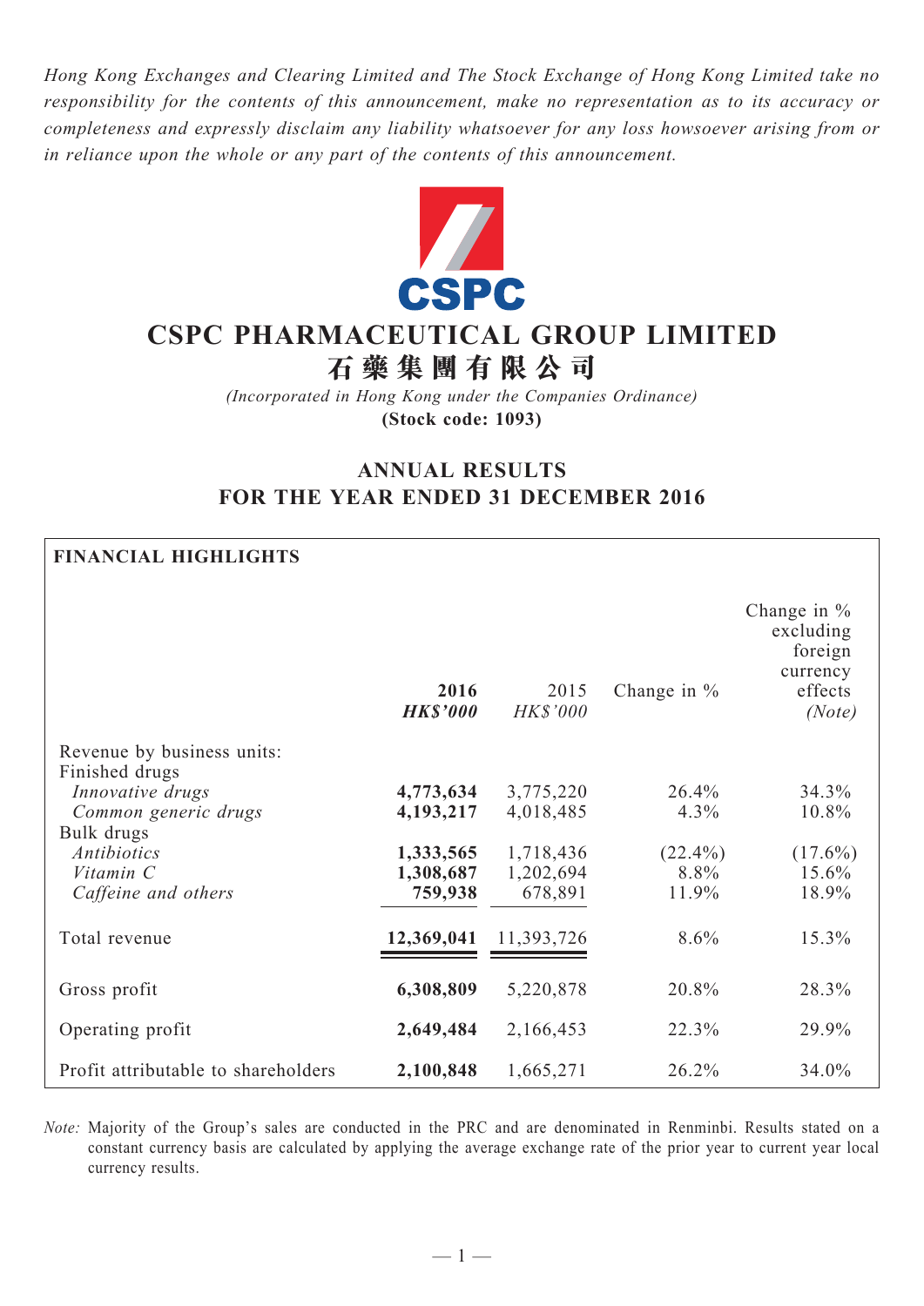*Hong Kong Exchanges and Clearing Limited and The Stock Exchange of Hong Kong Limited take no responsibility for the contents of this announcement, make no representation as to its accuracy or completeness and expressly disclaim any liability whatsoever for any loss howsoever arising from or in reliance upon the whole or any part of the contents of this announcement.*

# CSPC PHARMACEUTICAL GROUP LIMITED
# 石藥集團有限公司

*(Incorporated in Hong Kong under the Companies Ordinance)*

**(Stock code: 1093)**

## ANNUAL RESULTS FOR THE YEAR ENDED 31 DECEMBER 2016

**FINANCIAL HIGHLIGHTS**

| | **2016** *HK$'000* | 2015 *HK$'000* | Change in % | Change in % excluding foreign currency effects *(Note)* |
|---|---|---|---|---|
| Revenue by business units: | | | | |
| Finished drugs | | | | |
| *Innovative drugs* | **4,773,634** | 3,775,220 | 26.4% | 34.3% |
| *Common generic drugs* | **4,193,217** | 4,018,485 | 4.3% | 10.8% |
| Bulk drugs | | | | |
| *Antibiotics* | **1,333,565** | 1,718,436 | (22.4%) | (17.6%) |
| *Vitamin C* | **1,308,687** | 1,202,694 | 8.8% | 15.6% |
| *Caffeine and others* | **759,938** | 678,891 | 11.9% | 18.9% |
| Total revenue | **12,369,041** | 11,393,726 | 8.6% | 15.3% |
| Gross profit | **6,308,809** | 5,220,878 | 20.8% | 28.3% |
| Operating profit | **2,649,484** | 2,166,453 | 22.3% | 29.9% |
| Profit attributable to shareholders | **2,100,848** | 1,665,271 | 26.2% | 34.0% |

*Note:* Majority of the Group's sales are conducted in the PRC and are denominated in Renminbi. Results stated on a constant currency basis are calculated by applying the average exchange rate of the prior year to current year local currency results.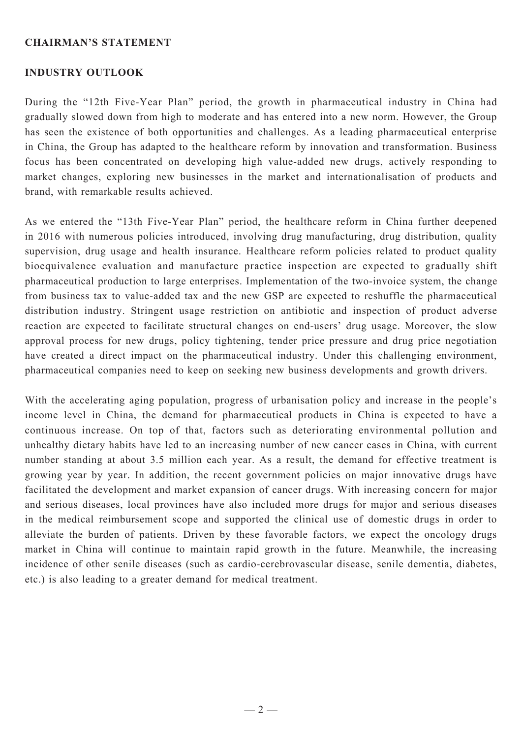## CHAIRMAN'S STATEMENT

### INDUSTRY OUTLOOK

During the "12th Five-Year Plan" period, the growth in pharmaceutical industry in China had gradually slowed down from high to moderate and has entered into a new norm. However, the Group has seen the existence of both opportunities and challenges. As a leading pharmaceutical enterprise in China, the Group has adapted to the healthcare reform by innovation and transformation. Business focus has been concentrated on developing high value-added new drugs, actively responding to market changes, exploring new businesses in the market and internationalisation of products and brand, with remarkable results achieved.

As we entered the "13th Five-Year Plan" period, the healthcare reform in China further deepened in 2016 with numerous policies introduced, involving drug manufacturing, drug distribution, quality supervision, drug usage and health insurance. Healthcare reform policies related to product quality bioequivalence evaluation and manufacture practice inspection are expected to gradually shift pharmaceutical production to large enterprises. Implementation of the two-invoice system, the change from business tax to value-added tax and the new GSP are expected to reshuffle the pharmaceutical distribution industry. Stringent usage restriction on antibiotic and inspection of product adverse reaction are expected to facilitate structural changes on end-users' drug usage. Moreover, the slow approval process for new drugs, policy tightening, tender price pressure and drug price negotiation have created a direct impact on the pharmaceutical industry. Under this challenging environment, pharmaceutical companies need to keep on seeking new business developments and growth drivers.

With the accelerating aging population, progress of urbanisation policy and increase in the people's income level in China, the demand for pharmaceutical products in China is expected to have a continuous increase. On top of that, factors such as deteriorating environmental pollution and unhealthy dietary habits have led to an increasing number of new cancer cases in China, with current number standing at about 3.5 million each year. As a result, the demand for effective treatment is growing year by year. In addition, the recent government policies on major innovative drugs have facilitated the development and market expansion of cancer drugs. With increasing concern for major and serious diseases, local provinces have also included more drugs for major and serious diseases in the medical reimbursement scope and supported the clinical use of domestic drugs in order to alleviate the burden of patients. Driven by these favorable factors, we expect the oncology drugs market in China will continue to maintain rapid growth in the future. Meanwhile, the increasing incidence of other senile diseases (such as cardio-cerebrovascular disease, senile dementia, diabetes, etc.) is also leading to a greater demand for medical treatment.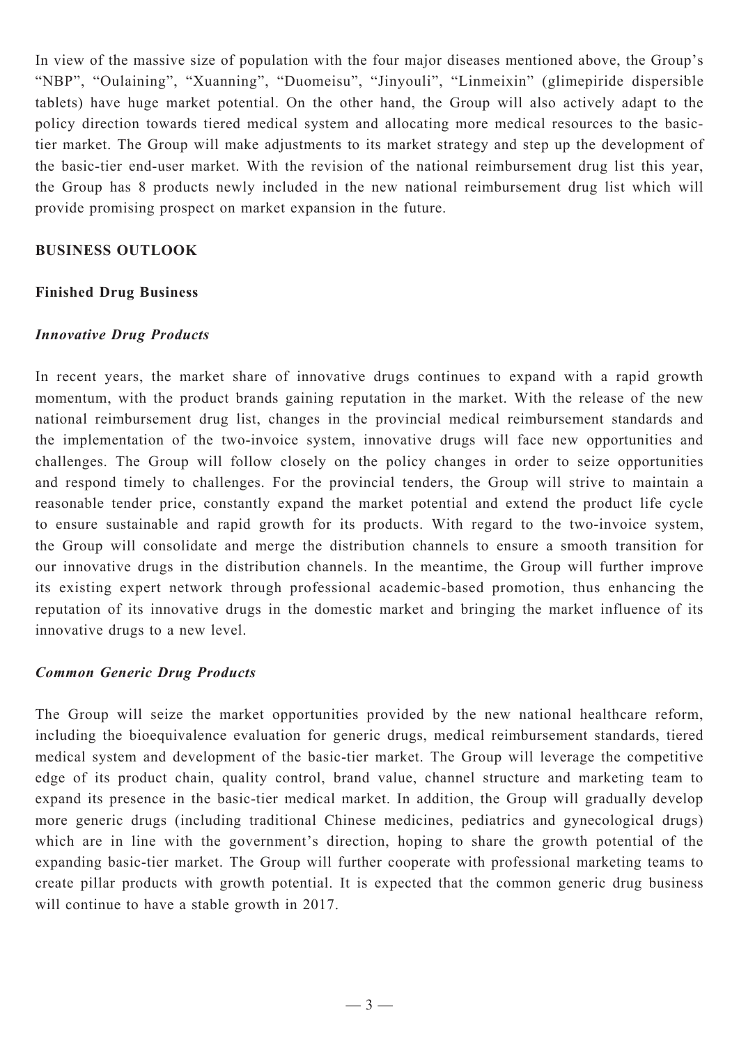In view of the massive size of population with the four major diseases mentioned above, the Group's "NBP", "Oulaining", "Xuanning", "Duomeisu", "Jinyouli", "Linmeixin" (glimepiride dispersible tablets) have huge market potential. On the other hand, the Group will also actively adapt to the policy direction towards tiered medical system and allocating more medical resources to the basic-tier market. The Group will make adjustments to its market strategy and step up the development of the basic-tier end-user market. With the revision of the national reimbursement drug list this year, the Group has 8 products newly included in the new national reimbursement drug list which will provide promising prospect on market expansion in the future.

## BUSINESS OUTLOOK

### Finished Drug Business

#### *Innovative Drug Products*

In recent years, the market share of innovative drugs continues to expand with a rapid growth momentum, with the product brands gaining reputation in the market. With the release of the new national reimbursement drug list, changes in the provincial medical reimbursement standards and the implementation of the two-invoice system, innovative drugs will face new opportunities and challenges. The Group will follow closely on the policy changes in order to seize opportunities and respond timely to challenges. For the provincial tenders, the Group will strive to maintain a reasonable tender price, constantly expand the market potential and extend the product life cycle to ensure sustainable and rapid growth for its products. With regard to the two-invoice system, the Group will consolidate and merge the distribution channels to ensure a smooth transition for our innovative drugs in the distribution channels. In the meantime, the Group will further improve its existing expert network through professional academic-based promotion, thus enhancing the reputation of its innovative drugs in the domestic market and bringing the market influence of its innovative drugs to a new level.

#### *Common Generic Drug Products*

The Group will seize the market opportunities provided by the new national healthcare reform, including the bioequivalence evaluation for generic drugs, medical reimbursement standards, tiered medical system and development of the basic-tier market. The Group will leverage the competitive edge of its product chain, quality control, brand value, channel structure and marketing team to expand its presence in the basic-tier medical market. In addition, the Group will gradually develop more generic drugs (including traditional Chinese medicines, pediatrics and gynecological drugs) which are in line with the government's direction, hoping to share the growth potential of the expanding basic-tier market. The Group will further cooperate with professional marketing teams to create pillar products with growth potential. It is expected that the common generic drug business will continue to have a stable growth in 2017.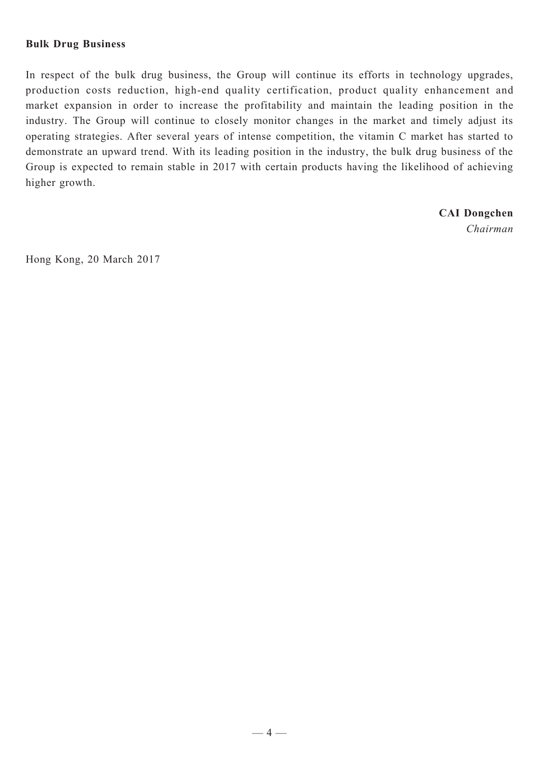**Bulk Drug Business**

In respect of the bulk drug business, the Group will continue its efforts in technology upgrades, production costs reduction, high-end quality certification, product quality enhancement and market expansion in order to increase the profitability and maintain the leading position in the industry. The Group will continue to closely monitor changes in the market and timely adjust its operating strategies. After several years of intense competition, the vitamin C market has started to demonstrate an upward trend. With its leading position in the industry, the bulk drug business of the Group is expected to remain stable in 2017 with certain products having the likelihood of achieving higher growth.

**CAI Dongchen**
*Chairman*

Hong Kong, 20 March 2017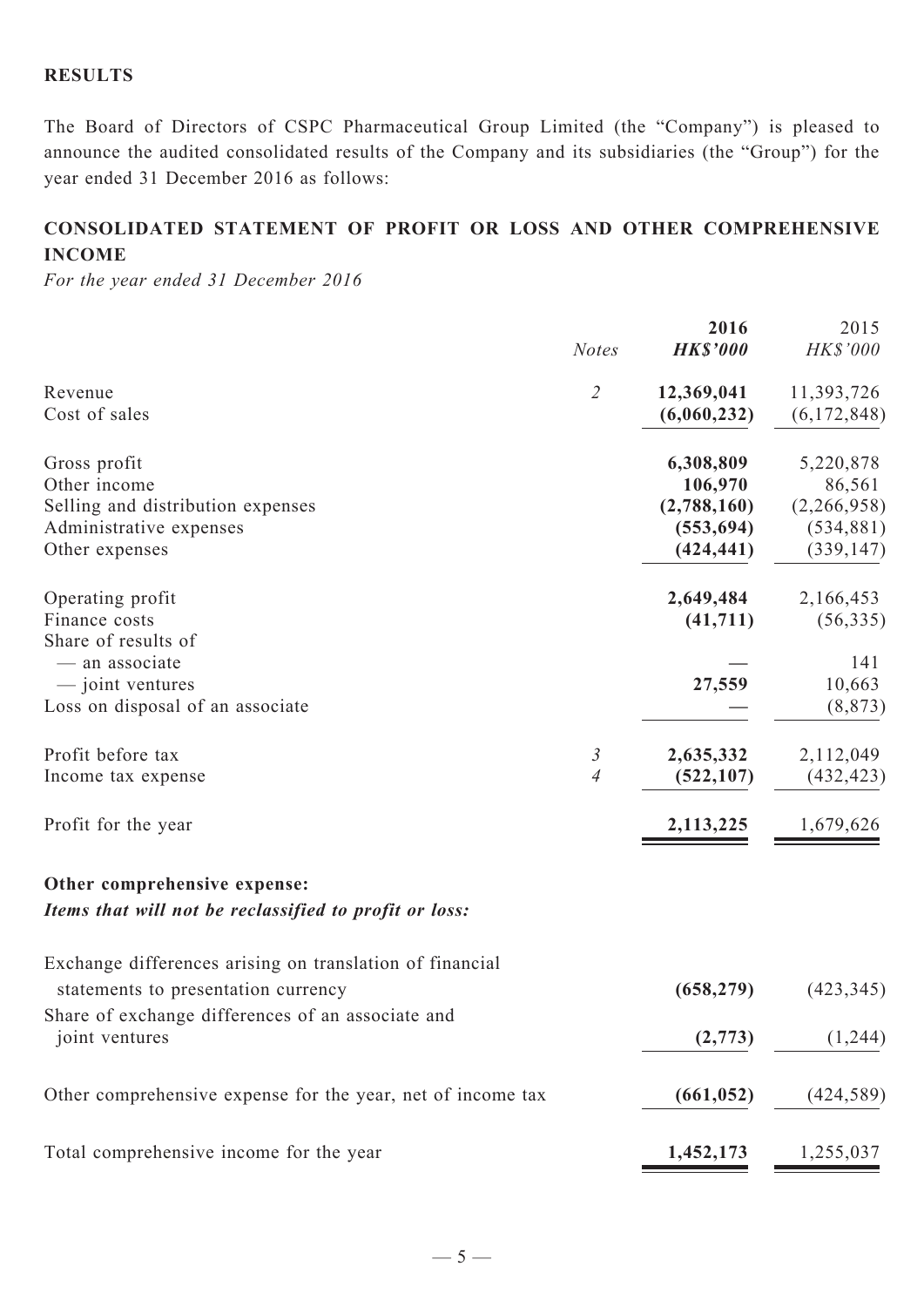## RESULTS

The Board of Directors of CSPC Pharmaceutical Group Limited (the "Company") is pleased to announce the audited consolidated results of the Company and its subsidiaries (the "Group") for the year ended 31 December 2016 as follows:

## CONSOLIDATED STATEMENT OF PROFIT OR LOSS AND OTHER COMPREHENSIVE INCOME

*For the year ended 31 December 2016*

| | *Notes* | **2016** <br> ***HK$'000*** | 2015 <br> *HK$'000* |
|---|---|---|---|
| Revenue | *2* | **12,369,041** | 11,393,726 |
| Cost of sales | | **(6,060,232)** | (6,172,848) |
| Gross profit | | **6,308,809** | 5,220,878 |
| Other income | | **106,970** | 86,561 |
| Selling and distribution expenses | | **(2,788,160)** | (2,266,958) |
| Administrative expenses | | **(553,694)** | (534,881) |
| Other expenses | | **(424,441)** | (339,147) |
| Operating profit | | **2,649,484** | 2,166,453 |
| Finance costs | | **(41,711)** | (56,335) |
| Share of results of | | | |
| — an associate | | **—** | 141 |
| — joint ventures | | **27,559** | 10,663 |
| Loss on disposal of an associate | | **—** | (8,873) |
| Profit before tax | *3* | **2,635,332** | 2,112,049 |
| Income tax expense | *4* | **(522,107)** | (432,423) |
| Profit for the year | | **2,113,225** | 1,679,626 |
| **Other comprehensive expense:** | | | |
| ***Items that will not be reclassified to profit or loss:*** | | | |
| Exchange differences arising on translation of financial statements to presentation currency | | **(658,279)** | (423,345) |
| Share of exchange differences of an associate and joint ventures | | **(2,773)** | (1,244) |
| Other comprehensive expense for the year, net of income tax | | **(661,052)** | (424,589) |
| Total comprehensive income for the year | | **1,452,173** | 1,255,037 |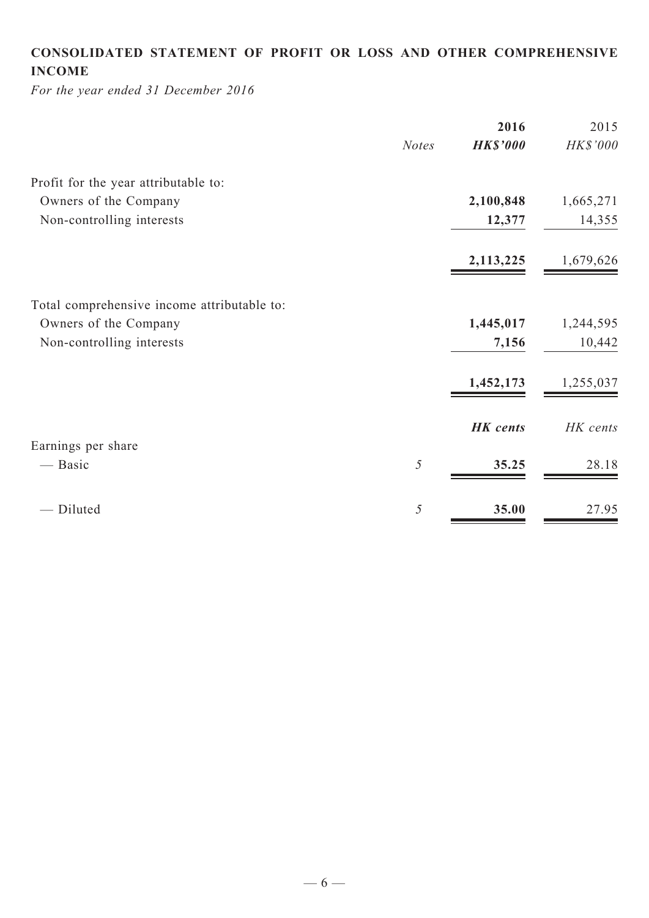## CONSOLIDATED STATEMENT OF PROFIT OR LOSS AND OTHER COMPREHENSIVE INCOME

*For the year ended 31 December 2016*

| | *Notes* | **2016** | 2015 |
|---|---|---|---|
| | | ***HK$'000*** | *HK$'000* |
| Profit for the year attributable to: | | | |
| Owners of the Company | | **2,100,848** | 1,665,271 |
| Non-controlling interests | | **12,377** | 14,355 |
| | | **2,113,225** | 1,679,626 |
| Total comprehensive income attributable to: | | | |
| Owners of the Company | | **1,445,017** | 1,244,595 |
| Non-controlling interests | | **7,156** | 10,442 |
| | | **1,452,173** | 1,255,037 |
| | | ***HK cents*** | *HK cents* |
| Earnings per share | | | |
| — Basic | *5* | **35.25** | 28.18 |
| — Diluted | *5* | **35.00** | 27.95 |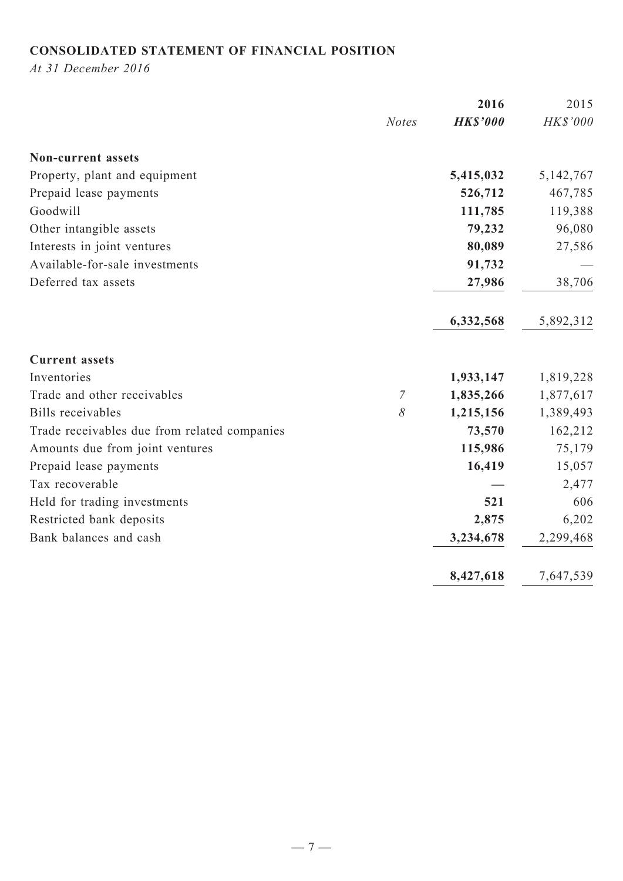**CONSOLIDATED STATEMENT OF FINANCIAL POSITION**

*At 31 December 2016*

| | *Notes* | **2016** **HK$'000** | 2015 *HK$'000* |
|---|---|---|---|
| **Non-current assets** | | | |
| Property, plant and equipment | | **5,415,032** | 5,142,767 |
| Prepaid lease payments | | **526,712** | 467,785 |
| Goodwill | | **111,785** | 119,388 |
| Other intangible assets | | **79,232** | 96,080 |
| Interests in joint ventures | | **80,089** | 27,586 |
| Available-for-sale investments | | **91,732** | — |
| Deferred tax assets | | **27,986** | 38,706 |
| | | **6,332,568** | 5,892,312 |
| **Current assets** | | | |
| Inventories | | **1,933,147** | 1,819,228 |
| Trade and other receivables | *7* | **1,835,266** | 1,877,617 |
| Bills receivables | *8* | **1,215,156** | 1,389,493 |
| Trade receivables due from related companies | | **73,570** | 162,212 |
| Amounts due from joint ventures | | **115,986** | 75,179 |
| Prepaid lease payments | | **16,419** | 15,057 |
| Tax recoverable | | **—** | 2,477 |
| Held for trading investments | | **521** | 606 |
| Restricted bank deposits | | **2,875** | 6,202 |
| Bank balances and cash | | **3,234,678** | 2,299,468 |
| | | **8,427,618** | 7,647,539 |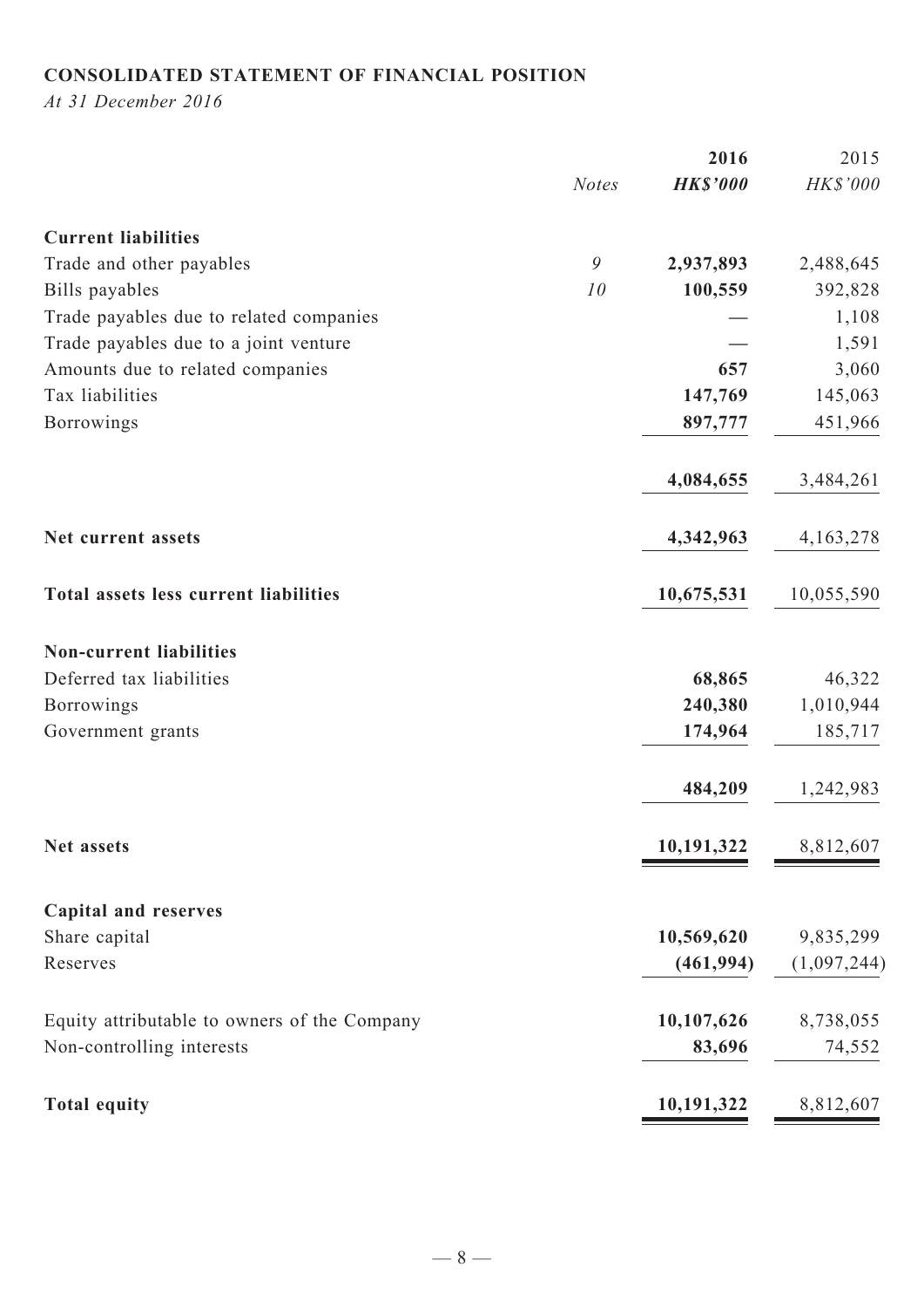## CONSOLIDATED STATEMENT OF FINANCIAL POSITION

*At 31 December 2016*

| | *Notes* | **2016** **HK$'000** | 2015 HK$'000 |
|---|---|---|---|
| **Current liabilities** | | | |
| Trade and other payables | 9 | **2,937,893** | 2,488,645 |
| Bills payables | 10 | **100,559** | 392,828 |
| Trade payables due to related companies | | **—** | 1,108 |
| Trade payables due to a joint venture | | **—** | 1,591 |
| Amounts due to related companies | | **657** | 3,060 |
| Tax liabilities | | **147,769** | 145,063 |
| Borrowings | | **897,777** | 451,966 |
| | | **4,084,655** | 3,484,261 |
| **Net current assets** | | **4,342,963** | 4,163,278 |
| **Total assets less current liabilities** | | **10,675,531** | 10,055,590 |
| **Non-current liabilities** | | | |
| Deferred tax liabilities | | **68,865** | 46,322 |
| Borrowings | | **240,380** | 1,010,944 |
| Government grants | | **174,964** | 185,717 |
| | | **484,209** | 1,242,983 |
| **Net assets** | | **10,191,322** | 8,812,607 |
| **Capital and reserves** | | | |
| Share capital | | **10,569,620** | 9,835,299 |
| Reserves | | **(461,994)** | (1,097,244) |
| Equity attributable to owners of the Company | | **10,107,626** | 8,738,055 |
| Non-controlling interests | | **83,696** | 74,552 |
| **Total equity** | | **10,191,322** | 8,812,607 |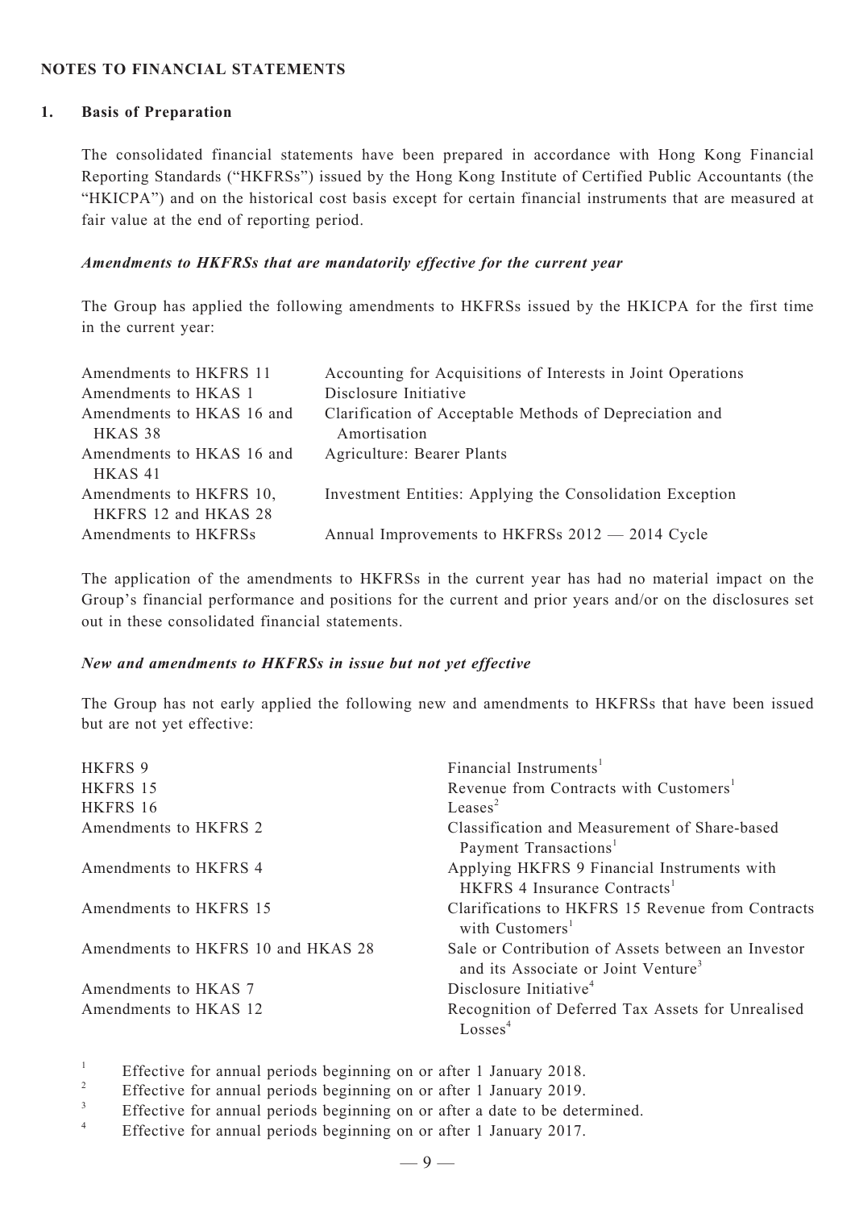## NOTES TO FINANCIAL STATEMENTS

### 1. Basis of Preparation

The consolidated financial statements have been prepared in accordance with Hong Kong Financial Reporting Standards ("HKFRSs") issued by the Hong Kong Institute of Certified Public Accountants (the "HKICPA") and on the historical cost basis except for certain financial instruments that are measured at fair value at the end of reporting period.

***Amendments to HKFRSs that are mandatorily effective for the current year***

The Group has applied the following amendments to HKFRSs issued by the HKICPA for the first time in the current year:

| | |
|---|---|
| Amendments to HKFRS 11 | Accounting for Acquisitions of Interests in Joint Operations |
| Amendments to HKAS 1 | Disclosure Initiative |
| Amendments to HKAS 16 and HKAS 38 | Clarification of Acceptable Methods of Depreciation and Amortisation |
| Amendments to HKAS 16 and HKAS 41 | Agriculture: Bearer Plants |
| Amendments to HKFRS 10, HKFRS 12 and HKAS 28 | Investment Entities: Applying the Consolidation Exception |
| Amendments to HKFRSs | Annual Improvements to HKFRSs 2012 — 2014 Cycle |

The application of the amendments to HKFRSs in the current year has had no material impact on the Group's financial performance and positions for the current and prior years and/or on the disclosures set out in these consolidated financial statements.

***New and amendments to HKFRSs in issue but not yet effective***

The Group has not early applied the following new and amendments to HKFRSs that have been issued but are not yet effective:

| | |
|---|---|
| HKFRS 9 | Financial Instruments[1] |
| HKFRS 15 | Revenue from Contracts with Customers[1] |
| HKFRS 16 | Leases[2] |
| Amendments to HKFRS 2 | Classification and Measurement of Share-based Payment Transactions[1] |
| Amendments to HKFRS 4 | Applying HKFRS 9 Financial Instruments with HKFRS 4 Insurance Contracts[1] |
| Amendments to HKFRS 15 | Clarifications to HKFRS 15 Revenue from Contracts with Customers[1] |
| Amendments to HKFRS 10 and HKAS 28 | Sale or Contribution of Assets between an Investor and its Associate or Joint Venture[3] |
| Amendments to HKAS 7 | Disclosure Initiative[4] |
| Amendments to HKAS 12 | Recognition of Deferred Tax Assets for Unrealised Losses[4] |

[1] Effective for annual periods beginning on or after 1 January 2018.

[2] Effective for annual periods beginning on or after 1 January 2019.

[3] Effective for annual periods beginning on or after a date to be determined.

[4] Effective for annual periods beginning on or after 1 January 2017.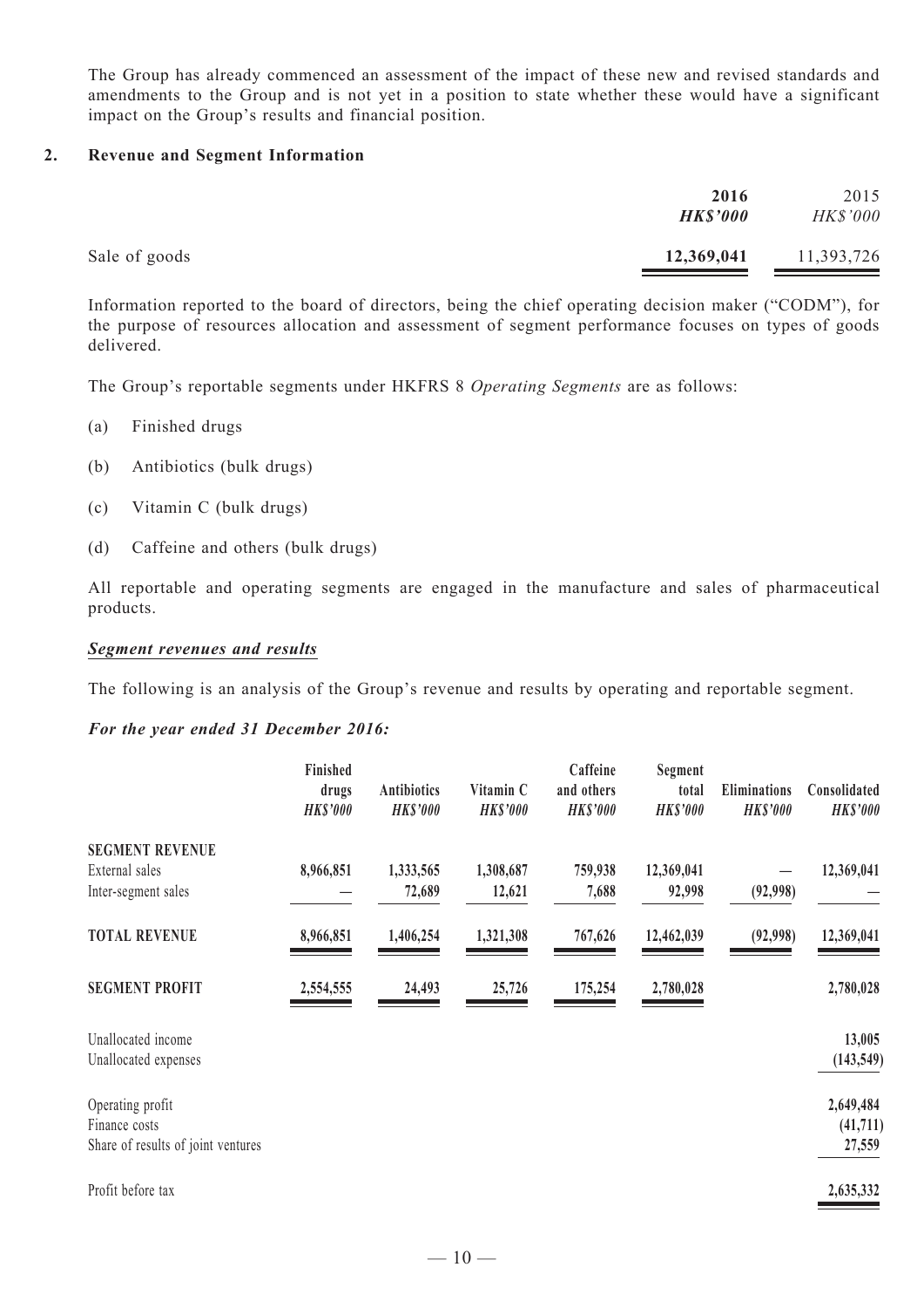The Group has already commenced an assessment of the impact of these new and revised standards and amendments to the Group and is not yet in a position to state whether these would have a significant impact on the Group's results and financial position.

## 2. Revenue and Segment Information

| | **2016** | 2015 |
|---|---|---|
| | ***HK$'000*** | *HK$'000* |
| Sale of goods | **12,369,041** | 11,393,726 |

Information reported to the board of directors, being the chief operating decision maker ("CODM"), for the purpose of resources allocation and assessment of segment performance focuses on types of goods delivered.

The Group's reportable segments under HKFRS 8 *Operating Segments* are as follows:

(a) Finished drugs

(b) Antibiotics (bulk drugs)

(c) Vitamin C (bulk drugs)

(d) Caffeine and others (bulk drugs)

All reportable and operating segments are engaged in the manufacture and sales of pharmaceutical products.

***Segment revenues and results***

The following is an analysis of the Group's revenue and results by operating and reportable segment.

***For the year ended 31 December 2016:***

| | Finished drugs *HK$'000* | Antibiotics *HK$'000* | Vitamin C *HK$'000* | Caffeine and others *HK$'000* | Segment total *HK$'000* | Eliminations *HK$'000* | Consolidated *HK$'000* |
|---|---|---|---|---|---|---|---|
| **SEGMENT REVENUE** | | | | | | | |
| External sales | 8,966,851 | 1,333,565 | 1,308,687 | 759,938 | 12,369,041 | — | 12,369,041 |
| Inter-segment sales | — | 72,689 | 12,621 | 7,688 | 92,998 | (92,998) | — |
| **TOTAL REVENUE** | 8,966,851 | 1,406,254 | 1,321,308 | 767,626 | 12,462,039 | (92,998) | 12,369,041 |
| **SEGMENT PROFIT** | 2,554,555 | 24,493 | 25,726 | 175,254 | 2,780,028 | | 2,780,028 |
| Unallocated income | | | | | | | 13,005 |
| Unallocated expenses | | | | | | | (143,549) |
| Operating profit | | | | | | | 2,649,484 |
| Finance costs | | | | | | | (41,711) |
| Share of results of joint ventures | | | | | | | 27,559 |
| Profit before tax | | | | | | | 2,635,332 |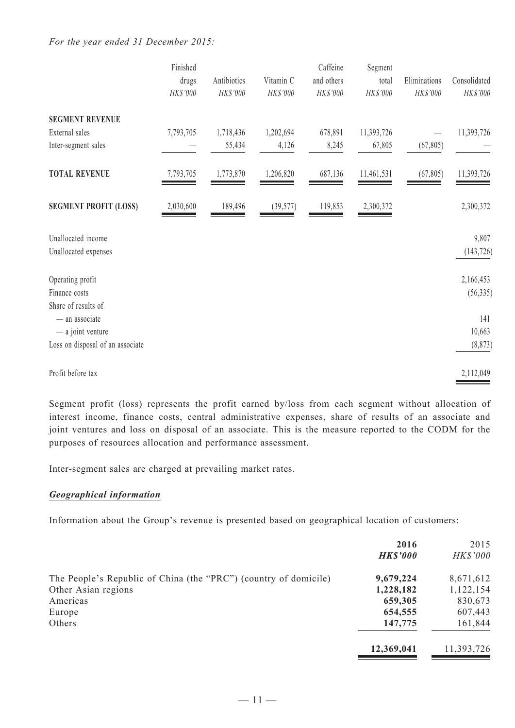*For the year ended 31 December 2015:*

| | Finished drugs *HK$'000* | Antibiotics *HK$'000* | Vitamin C *HK$'000* | Caffeine and others *HK$'000* | Segment total *HK$'000* | Eliminations *HK$'000* | Consolidated *HK$'000* |
|---|---|---|---|---|---|---|---|
| **SEGMENT REVENUE** | | | | | | | |
| External sales | 7,793,705 | 1,718,436 | 1,202,694 | 678,891 | 11,393,726 | — | 11,393,726 |
| Inter-segment sales | — | 55,434 | 4,126 | 8,245 | 67,805 | (67,805) | — |
| **TOTAL REVENUE** | 7,793,705 | 1,773,870 | 1,206,820 | 687,136 | 11,461,531 | (67,805) | 11,393,726 |
| **SEGMENT PROFIT (LOSS)** | 2,030,600 | 189,496 | (39,577) | 119,853 | 2,300,372 | | 2,300,372 |
| Unallocated income | | | | | | | 9,807 |
| Unallocated expenses | | | | | | | (143,726) |
| Operating profit | | | | | | | 2,166,453 |
| Finance costs | | | | | | | (56,335) |
| Share of results of | | | | | | | |
| — an associate | | | | | | | 141 |
| — a joint venture | | | | | | | 10,663 |
| Loss on disposal of an associate | | | | | | | (8,873) |
| Profit before tax | | | | | | | 2,112,049 |

Segment profit (loss) represents the profit earned by/loss from each segment without allocation of interest income, finance costs, central administrative expenses, share of results of an associate and joint ventures and loss on disposal of an associate. This is the measure reported to the CODM for the purposes of resources allocation and performance assessment.

Inter-segment sales are charged at prevailing market rates.

***Geographical information***

Information about the Group's revenue is presented based on geographical location of customers:

| | **2016** ***HK$'000*** | 2015 *HK$'000* |
|---|---|---|
| The People's Republic of China (the "PRC") (country of domicile) | **9,679,224** | 8,671,612 |
| Other Asian regions | **1,228,182** | 1,122,154 |
| Americas | **659,305** | 830,673 |
| Europe | **654,555** | 607,443 |
| Others | **147,775** | 161,844 |
| | **12,369,041** | 11,393,726 |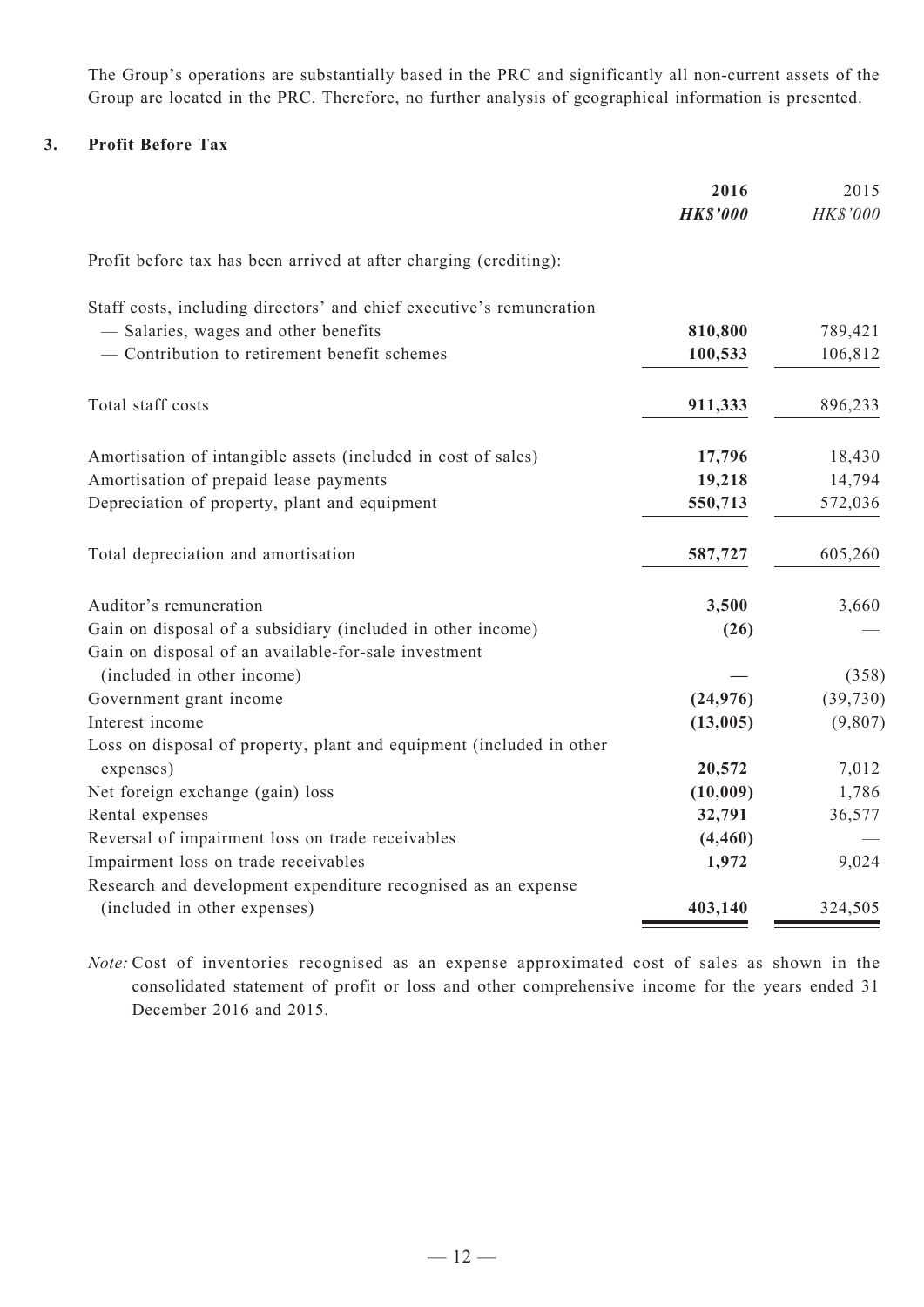The Group's operations are substantially based in the PRC and significantly all non-current assets of the Group are located in the PRC. Therefore, no further analysis of geographical information is presented.

## 3. Profit Before Tax

| | 2016 | 2015 |
|---|---|---|
| | ***HK$'000*** | *HK$'000* |
| Profit before tax has been arrived at after charging (crediting): | | |
| Staff costs, including directors' and chief executive's remuneration | | |
| — Salaries, wages and other benefits | **810,800** | 789,421 |
| — Contribution to retirement benefit schemes | **100,533** | 106,812 |
| Total staff costs | **911,333** | 896,233 |
| Amortisation of intangible assets (included in cost of sales) | **17,796** | 18,430 |
| Amortisation of prepaid lease payments | **19,218** | 14,794 |
| Depreciation of property, plant and equipment | **550,713** | 572,036 |
| Total depreciation and amortisation | **587,727** | 605,260 |
| Auditor's remuneration | **3,500** | 3,660 |
| Gain on disposal of a subsidiary (included in other income) | **(26)** | — |
| Gain on disposal of an available-for-sale investment (included in other income) | **—** | (358) |
| Government grant income | **(24,976)** | (39,730) |
| Interest income | **(13,005)** | (9,807) |
| Loss on disposal of property, plant and equipment (included in other expenses) | **20,572** | 7,012 |
| Net foreign exchange (gain) loss | **(10,009)** | 1,786 |
| Rental expenses | **32,791** | 36,577 |
| Reversal of impairment loss on trade receivables | **(4,460)** | — |
| Impairment loss on trade receivables | **1,972** | 9,024 |
| Research and development expenditure recognised as an expense (included in other expenses) | **403,140** | 324,505 |

*Note:* Cost of inventories recognised as an expense approximated cost of sales as shown in the consolidated statement of profit or loss and other comprehensive income for the years ended 31 December 2016 and 2015.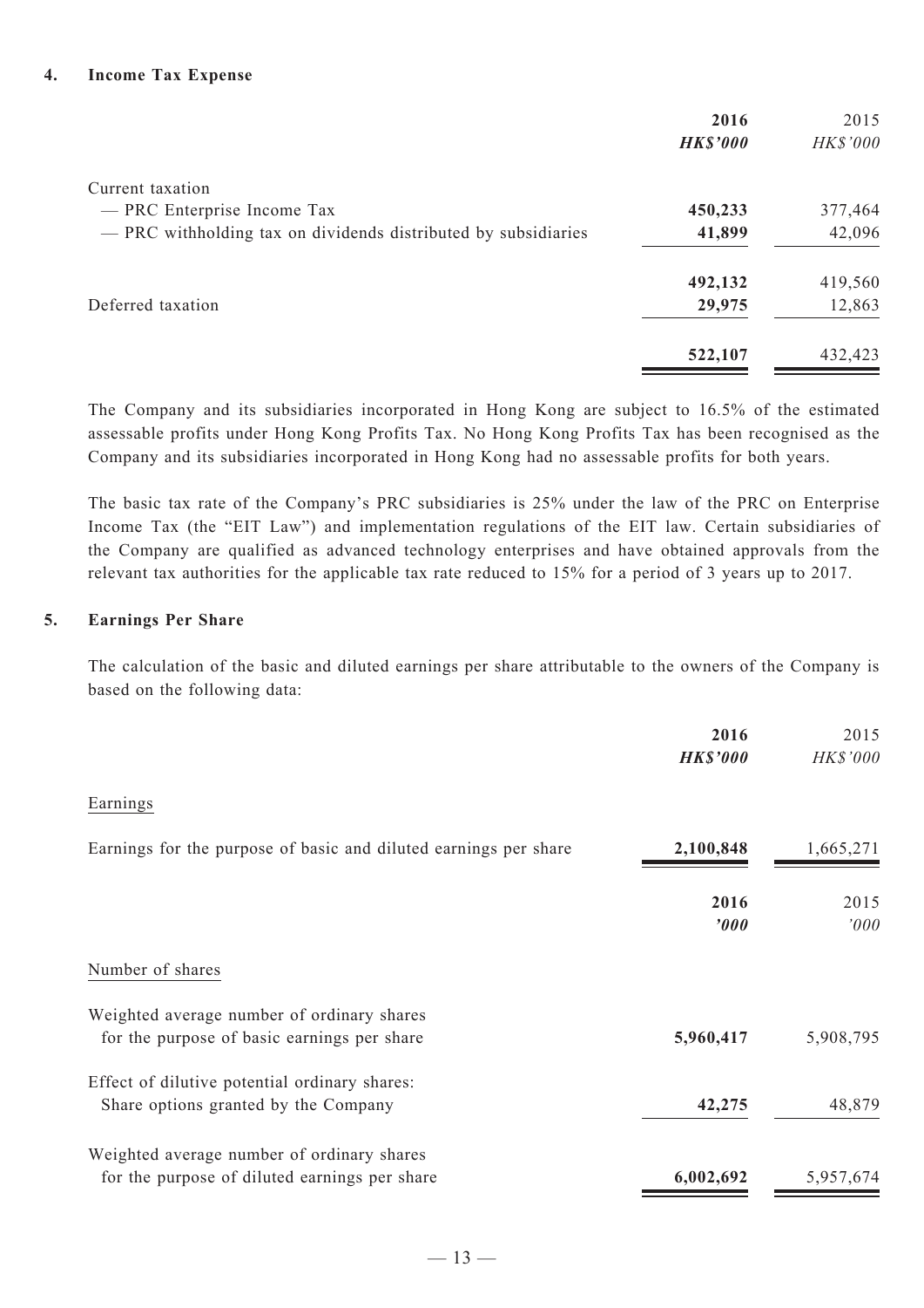## 4. Income Tax Expense

| | **2016** | 2015 |
|---|---|---|
| | ***HK$'000*** | *HK$'000* |
| Current taxation | | |
| — PRC Enterprise Income Tax | **450,233** | 377,464 |
| — PRC withholding tax on dividends distributed by subsidiaries | **41,899** | 42,096 |
| | **492,132** | 419,560 |
| Deferred taxation | **29,975** | 12,863 |
| | **522,107** | 432,423 |

The Company and its subsidiaries incorporated in Hong Kong are subject to 16.5% of the estimated assessable profits under Hong Kong Profits Tax. No Hong Kong Profits Tax has been recognised as the Company and its subsidiaries incorporated in Hong Kong had no assessable profits for both years.

The basic tax rate of the Company's PRC subsidiaries is 25% under the law of the PRC on Enterprise Income Tax (the "EIT Law") and implementation regulations of the EIT law. Certain subsidiaries of the Company are qualified as advanced technology enterprises and have obtained approvals from the relevant tax authorities for the applicable tax rate reduced to 15% for a period of 3 years up to 2017.

## 5. Earnings Per Share

The calculation of the basic and diluted earnings per share attributable to the owners of the Company is based on the following data:

| | **2016** | 2015 |
|---|---|---|
| | ***HK$'000*** | *HK$'000* |
| Earnings | | |
| Earnings for the purpose of basic and diluted earnings per share | **2,100,848** | 1,665,271 |

| | **2016** | 2015 |
|---|---|---|
| | ***'000*** | *'000* |
| Number of shares | | |
| Weighted average number of ordinary shares for the purpose of basic earnings per share | **5,960,417** | 5,908,795 |
| Effect of dilutive potential ordinary shares: Share options granted by the Company | **42,275** | 48,879 |
| Weighted average number of ordinary shares for the purpose of diluted earnings per share | **6,002,692** | 5,957,674 |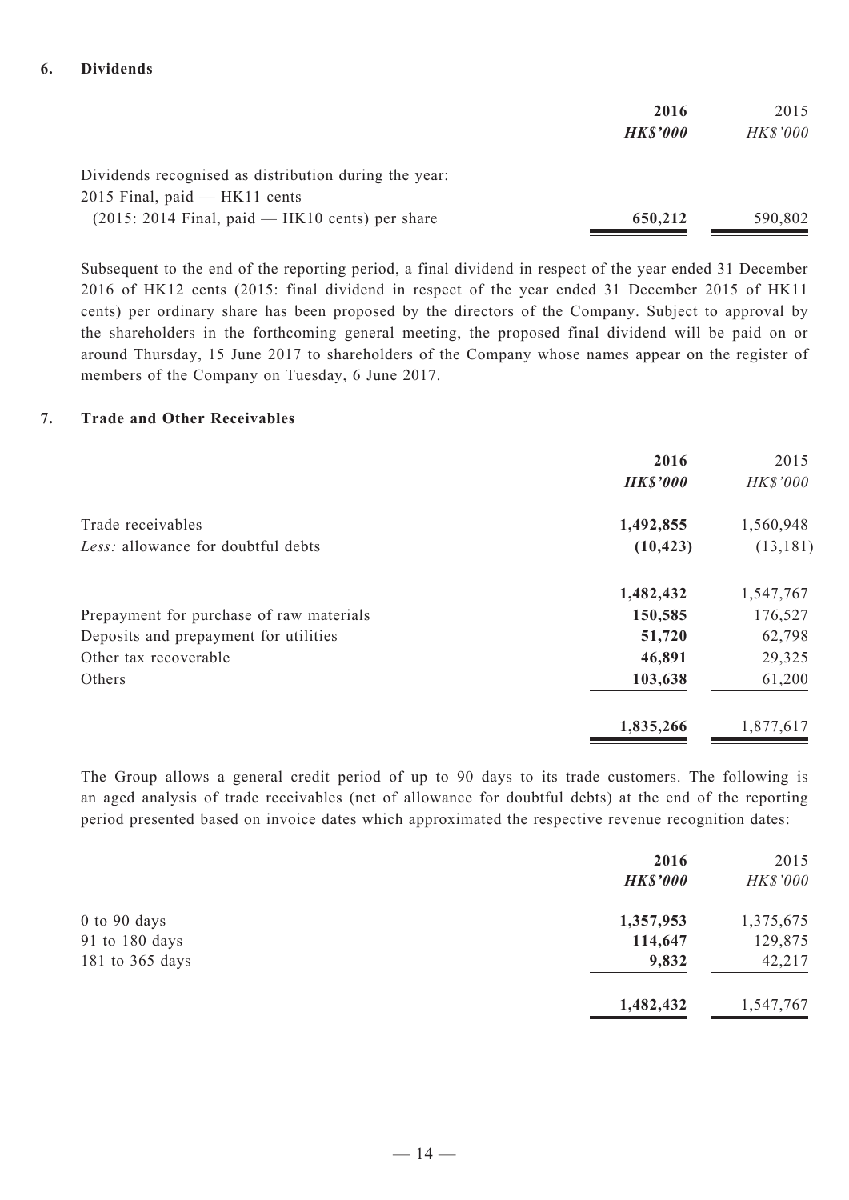## 6. Dividends

| | 2016 | 2015 |
|---|---|---|
| | ***HK$'000*** | *HK$'000* |
| Dividends recognised as distribution during the year: | | |
| 2015 Final, paid — HK11 cents | | |
| (2015: 2014 Final, paid — HK10 cents) per share | **650,212** | 590,802 |

Subsequent to the end of the reporting period, a final dividend in respect of the year ended 31 December 2016 of HK12 cents (2015: final dividend in respect of the year ended 31 December 2015 of HK11 cents) per ordinary share has been proposed by the directors of the Company. Subject to approval by the shareholders in the forthcoming general meeting, the proposed final dividend will be paid on or around Thursday, 15 June 2017 to shareholders of the Company whose names appear on the register of members of the Company on Tuesday, 6 June 2017.

## 7. Trade and Other Receivables

| | 2016 | 2015 |
|---|---|---|
| | ***HK$'000*** | *HK$'000* |
| Trade receivables | **1,492,855** | 1,560,948 |
| *Less:* allowance for doubtful debts | **(10,423)** | (13,181) |
| | **1,482,432** | 1,547,767 |
| Prepayment for purchase of raw materials | **150,585** | 176,527 |
| Deposits and prepayment for utilities | **51,720** | 62,798 |
| Other tax recoverable | **46,891** | 29,325 |
| Others | **103,638** | 61,200 |
| | **1,835,266** | 1,877,617 |

The Group allows a general credit period of up to 90 days to its trade customers. The following is an aged analysis of trade receivables (net of allowance for doubtful debts) at the end of the reporting period presented based on invoice dates which approximated the respective revenue recognition dates:

| | 2016 | 2015 |
|---|---|---|
| | ***HK$'000*** | *HK$'000* |
| 0 to 90 days | **1,357,953** | 1,375,675 |
| 91 to 180 days | **114,647** | 129,875 |
| 181 to 365 days | **9,832** | 42,217 |
| | **1,482,432** | 1,547,767 |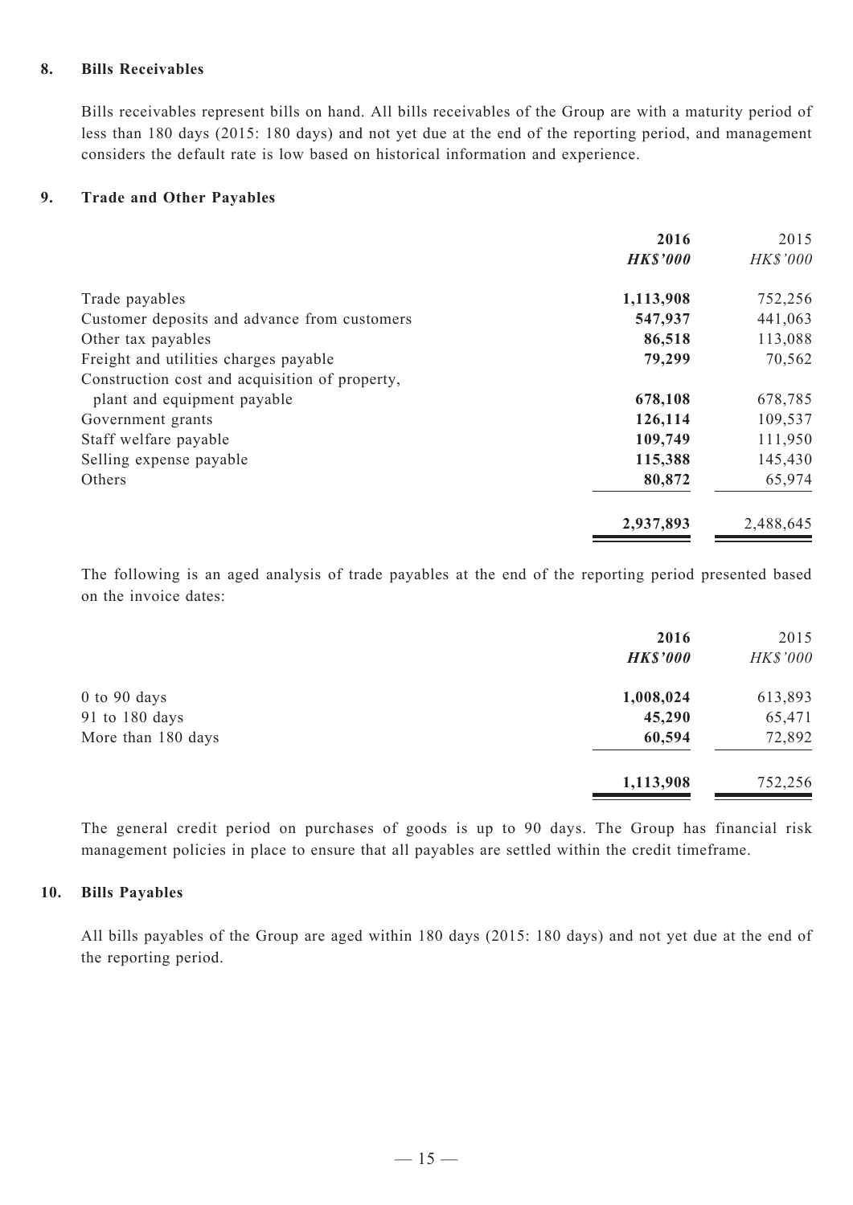## 8. Bills Receivables

Bills receivables represent bills on hand. All bills receivables of the Group are with a maturity period of less than 180 days (2015: 180 days) and not yet due at the end of the reporting period, and management considers the default rate is low based on historical information and experience.

## 9. Trade and Other Payables

| | **2016** | 2015 |
|---|---|---|
| | ***HK$'000*** | *HK$'000* |
| Trade payables | **1,113,908** | 752,256 |
| Customer deposits and advance from customers | **547,937** | 441,063 |
| Other tax payables | **86,518** | 113,088 |
| Freight and utilities charges payable | **79,299** | 70,562 |
| Construction cost and acquisition of property, plant and equipment payable | **678,108** | 678,785 |
| Government grants | **126,114** | 109,537 |
| Staff welfare payable | **109,749** | 111,950 |
| Selling expense payable | **115,388** | 145,430 |
| Others | **80,872** | 65,974 |
| | **2,937,893** | 2,488,645 |

The following is an aged analysis of trade payables at the end of the reporting period presented based on the invoice dates:

| | **2016** | 2015 |
|---|---|---|
| | ***HK$'000*** | *HK$'000* |
| 0 to 90 days | **1,008,024** | 613,893 |
| 91 to 180 days | **45,290** | 65,471 |
| More than 180 days | **60,594** | 72,892 |
| | **1,113,908** | 752,256 |

The general credit period on purchases of goods is up to 90 days. The Group has financial risk management policies in place to ensure that all payables are settled within the credit timeframe.

## 10. Bills Payables

All bills payables of the Group are aged within 180 days (2015: 180 days) and not yet due at the end of the reporting period.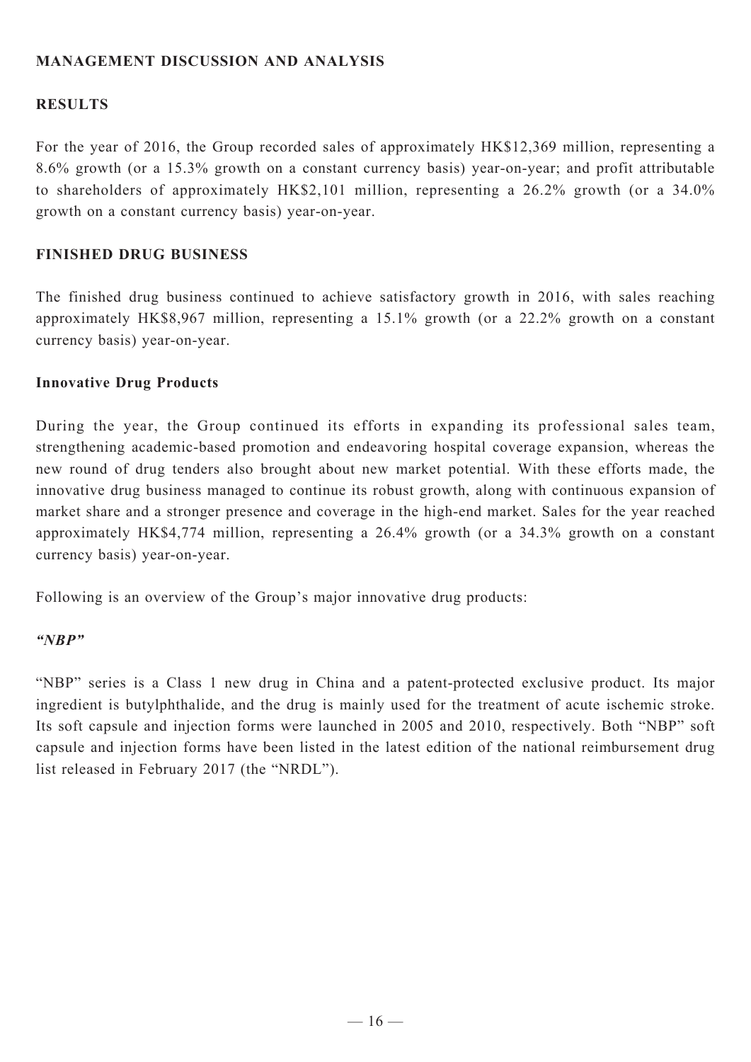## MANAGEMENT DISCUSSION AND ANALYSIS

### RESULTS

For the year of 2016, the Group recorded sales of approximately HK$12,369 million, representing a 8.6% growth (or a 15.3% growth on a constant currency basis) year-on-year; and profit attributable to shareholders of approximately HK$2,101 million, representing a 26.2% growth (or a 34.0% growth on a constant currency basis) year-on-year.

### FINISHED DRUG BUSINESS

The finished drug business continued to achieve satisfactory growth in 2016, with sales reaching approximately HK$8,967 million, representing a 15.1% growth (or a 22.2% growth on a constant currency basis) year-on-year.

#### Innovative Drug Products

During the year, the Group continued its efforts in expanding its professional sales team, strengthening academic-based promotion and endeavoring hospital coverage expansion, whereas the new round of drug tenders also brought about new market potential. With these efforts made, the innovative drug business managed to continue its robust growth, along with continuous expansion of market share and a stronger presence and coverage in the high-end market. Sales for the year reached approximately HK$4,774 million, representing a 26.4% growth (or a 34.3% growth on a constant currency basis) year-on-year.

Following is an overview of the Group's major innovative drug products:

***"NBP"***

"NBP" series is a Class 1 new drug in China and a patent-protected exclusive product. Its major ingredient is butylphthalide, and the drug is mainly used for the treatment of acute ischemic stroke. Its soft capsule and injection forms were launched in 2005 and 2010, respectively. Both "NBP" soft capsule and injection forms have been listed in the latest edition of the national reimbursement drug list released in February 2017 (the "NRDL").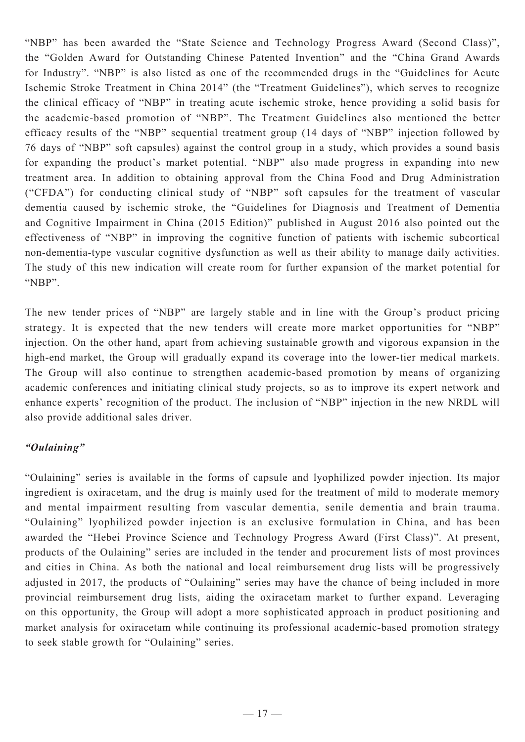"NBP" has been awarded the "State Science and Technology Progress Award (Second Class)", the "Golden Award for Outstanding Chinese Patented Invention" and the "China Grand Awards for Industry". "NBP" is also listed as one of the recommended drugs in the "Guidelines for Acute Ischemic Stroke Treatment in China 2014" (the "Treatment Guidelines"), which serves to recognize the clinical efficacy of "NBP" in treating acute ischemic stroke, hence providing a solid basis for the academic-based promotion of "NBP". The Treatment Guidelines also mentioned the better efficacy results of the "NBP" sequential treatment group (14 days of "NBP" injection followed by 76 days of "NBP" soft capsules) against the control group in a study, which provides a sound basis for expanding the product's market potential. "NBP" also made progress in expanding into new treatment area. In addition to obtaining approval from the China Food and Drug Administration ("CFDA") for conducting clinical study of "NBP" soft capsules for the treatment of vascular dementia caused by ischemic stroke, the "Guidelines for Diagnosis and Treatment of Dementia and Cognitive Impairment in China (2015 Edition)" published in August 2016 also pointed out the effectiveness of "NBP" in improving the cognitive function of patients with ischemic subcortical non-dementia-type vascular cognitive dysfunction as well as their ability to manage daily activities. The study of this new indication will create room for further expansion of the market potential for "NBP".

The new tender prices of "NBP" are largely stable and in line with the Group's product pricing strategy. It is expected that the new tenders will create more market opportunities for "NBP" injection. On the other hand, apart from achieving sustainable growth and vigorous expansion in the high-end market, the Group will gradually expand its coverage into the lower-tier medical markets. The Group will also continue to strengthen academic-based promotion by means of organizing academic conferences and initiating clinical study projects, so as to improve its expert network and enhance experts' recognition of the product. The inclusion of "NBP" injection in the new NRDL will also provide additional sales driver.

***"Oulaining"***

"Oulaining" series is available in the forms of capsule and lyophilized powder injection. Its major ingredient is oxiracetam, and the drug is mainly used for the treatment of mild to moderate memory and mental impairment resulting from vascular dementia, senile dementia and brain trauma. "Oulaining" lyophilized powder injection is an exclusive formulation in China, and has been awarded the "Hebei Province Science and Technology Progress Award (First Class)". At present, products of the Oulaining" series are included in the tender and procurement lists of most provinces and cities in China. As both the national and local reimbursement drug lists will be progressively adjusted in 2017, the products of "Oulaining" series may have the chance of being included in more provincial reimbursement drug lists, aiding the oxiracetam market to further expand. Leveraging on this opportunity, the Group will adopt a more sophisticated approach in product positioning and market analysis for oxiracetam while continuing its professional academic-based promotion strategy to seek stable growth for "Oulaining" series.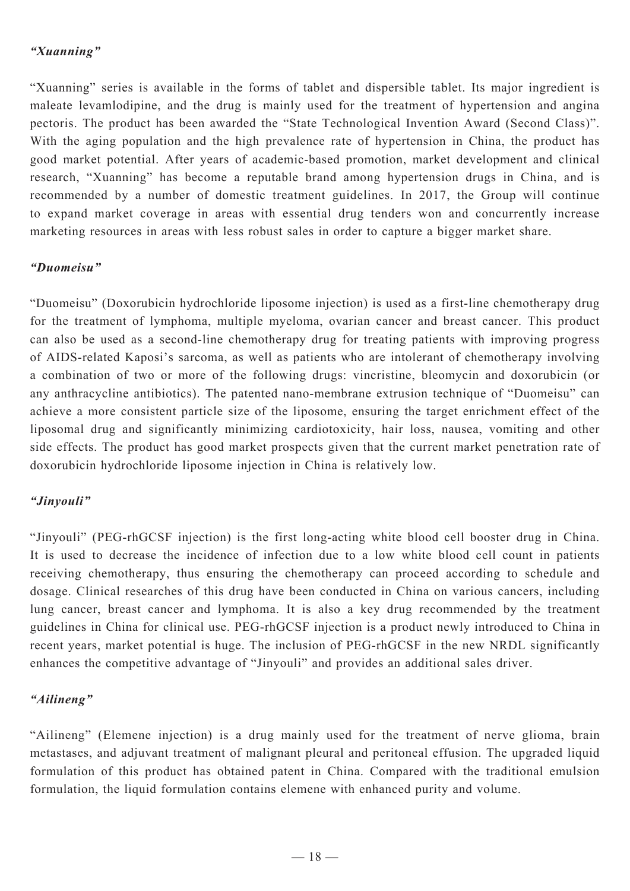*"Xuanning"*

"Xuanning" series is available in the forms of tablet and dispersible tablet. Its major ingredient is maleate levamlodipine, and the drug is mainly used for the treatment of hypertension and angina pectoris. The product has been awarded the "State Technological Invention Award (Second Class)". With the aging population and the high prevalence rate of hypertension in China, the product has good market potential. After years of academic-based promotion, market development and clinical research, "Xuanning" has become a reputable brand among hypertension drugs in China, and is recommended by a number of domestic treatment guidelines. In 2017, the Group will continue to expand market coverage in areas with essential drug tenders won and concurrently increase marketing resources in areas with less robust sales in order to capture a bigger market share.

*"Duomeisu"*

"Duomeisu" (Doxorubicin hydrochloride liposome injection) is used as a first-line chemotherapy drug for the treatment of lymphoma, multiple myeloma, ovarian cancer and breast cancer. This product can also be used as a second-line chemotherapy drug for treating patients with improving progress of AIDS-related Kaposi's sarcoma, as well as patients who are intolerant of chemotherapy involving a combination of two or more of the following drugs: vincristine, bleomycin and doxorubicin (or any anthracycline antibiotics). The patented nano-membrane extrusion technique of "Duomeisu" can achieve a more consistent particle size of the liposome, ensuring the target enrichment effect of the liposomal drug and significantly minimizing cardiotoxicity, hair loss, nausea, vomiting and other side effects. The product has good market prospects given that the current market penetration rate of doxorubicin hydrochloride liposome injection in China is relatively low.

*"Jinyouli"*

"Jinyouli" (PEG-rhGCSF injection) is the first long-acting white blood cell booster drug in China. It is used to decrease the incidence of infection due to a low white blood cell count in patients receiving chemotherapy, thus ensuring the chemotherapy can proceed according to schedule and dosage. Clinical researches of this drug have been conducted in China on various cancers, including lung cancer, breast cancer and lymphoma. It is also a key drug recommended by the treatment guidelines in China for clinical use. PEG-rhGCSF injection is a product newly introduced to China in recent years, market potential is huge. The inclusion of PEG-rhGCSF in the new NRDL significantly enhances the competitive advantage of "Jinyouli" and provides an additional sales driver.

*"Ailineng"*

"Ailineng" (Elemene injection) is a drug mainly used for the treatment of nerve glioma, brain metastases, and adjuvant treatment of malignant pleural and peritoneal effusion. The upgraded liquid formulation of this product has obtained patent in China. Compared with the traditional emulsion formulation, the liquid formulation contains elemene with enhanced purity and volume.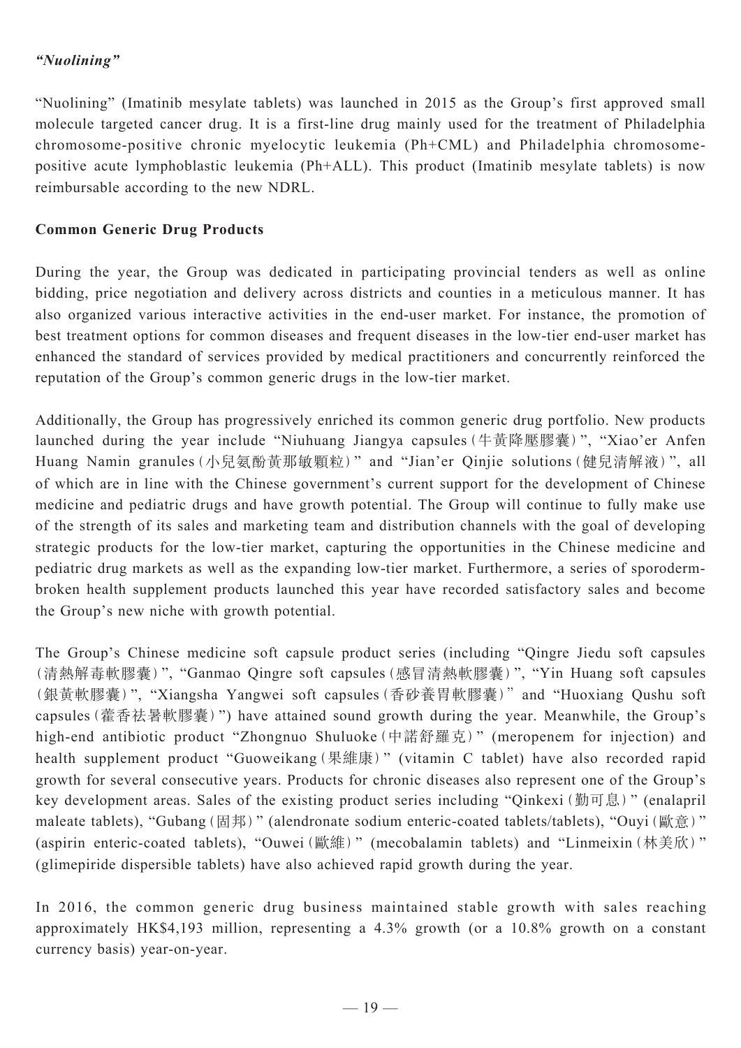### *"Nuolining"*

"Nuolining" (Imatinib mesylate tablets) was launched in 2015 as the Group's first approved small molecule targeted cancer drug. It is a first-line drug mainly used for the treatment of Philadelphia chromosome-positive chronic myelocytic leukemia (Ph+CML) and Philadelphia chromosome-positive acute lymphoblastic leukemia (Ph+ALL). This product (Imatinib mesylate tablets) is now reimbursable according to the new NDRL.

**Common Generic Drug Products**

During the year, the Group was dedicated in participating provincial tenders as well as online bidding, price negotiation and delivery across districts and counties in a meticulous manner. It has also organized various interactive activities in the end-user market. For instance, the promotion of best treatment options for common diseases and frequent diseases in the low-tier end-user market has enhanced the standard of services provided by medical practitioners and concurrently reinforced the reputation of the Group's common generic drugs in the low-tier market.

Additionally, the Group has progressively enriched its common generic drug portfolio. New products launched during the year include "Niuhuang Jiangya capsules (牛黃降壓膠囊)", "Xiao'er Anfen Huang Namin granules (小兒氨酚黃那敏顆粒)" and "Jian'er Qinjie solutions (健兒清解液)", all of which are in line with the Chinese government's current support for the development of Chinese medicine and pediatric drugs and have growth potential. The Group will continue to fully make use of the strength of its sales and marketing team and distribution channels with the goal of developing strategic products for the low-tier market, capturing the opportunities in the Chinese medicine and pediatric drug markets as well as the expanding low-tier market. Furthermore, a series of sporoderm-broken health supplement products launched this year have recorded satisfactory sales and become the Group's new niche with growth potential.

The Group's Chinese medicine soft capsule product series (including "Qingre Jiedu soft capsules (清熱解毒軟膠囊)", "Ganmao Qingre soft capsules (感冒清熱軟膠囊)", "Yin Huang soft capsules (銀黃軟膠囊)", "Xiangsha Yangwei soft capsules (香砂養胃軟膠囊)" and "Huoxiang Qushu soft capsules (藿香祛暑軟膠囊)") have attained sound growth during the year. Meanwhile, the Group's high-end antibiotic product "Zhongnuo Shuluoke (中諾舒羅克)" (meropenem for injection) and health supplement product "Guoweikang (果維康)" (vitamin C tablet) have also recorded rapid growth for several consecutive years. Products for chronic diseases also represent one of the Group's key development areas. Sales of the existing product series including "Qinkexi (勤可息)" (enalapril maleate tablets), "Gubang (固邦)" (alendronate sodium enteric-coated tablets/tablets), "Ouyi (歐意)" (aspirin enteric-coated tablets), "Ouwei (歐維)" (mecobalamin tablets) and "Linmeixin (林美欣)" (glimepiride dispersible tablets) have also achieved rapid growth during the year.

In 2016, the common generic drug business maintained stable growth with sales reaching approximately HK$4,193 million, representing a 4.3% growth (or a 10.8% growth on a constant currency basis) year-on-year.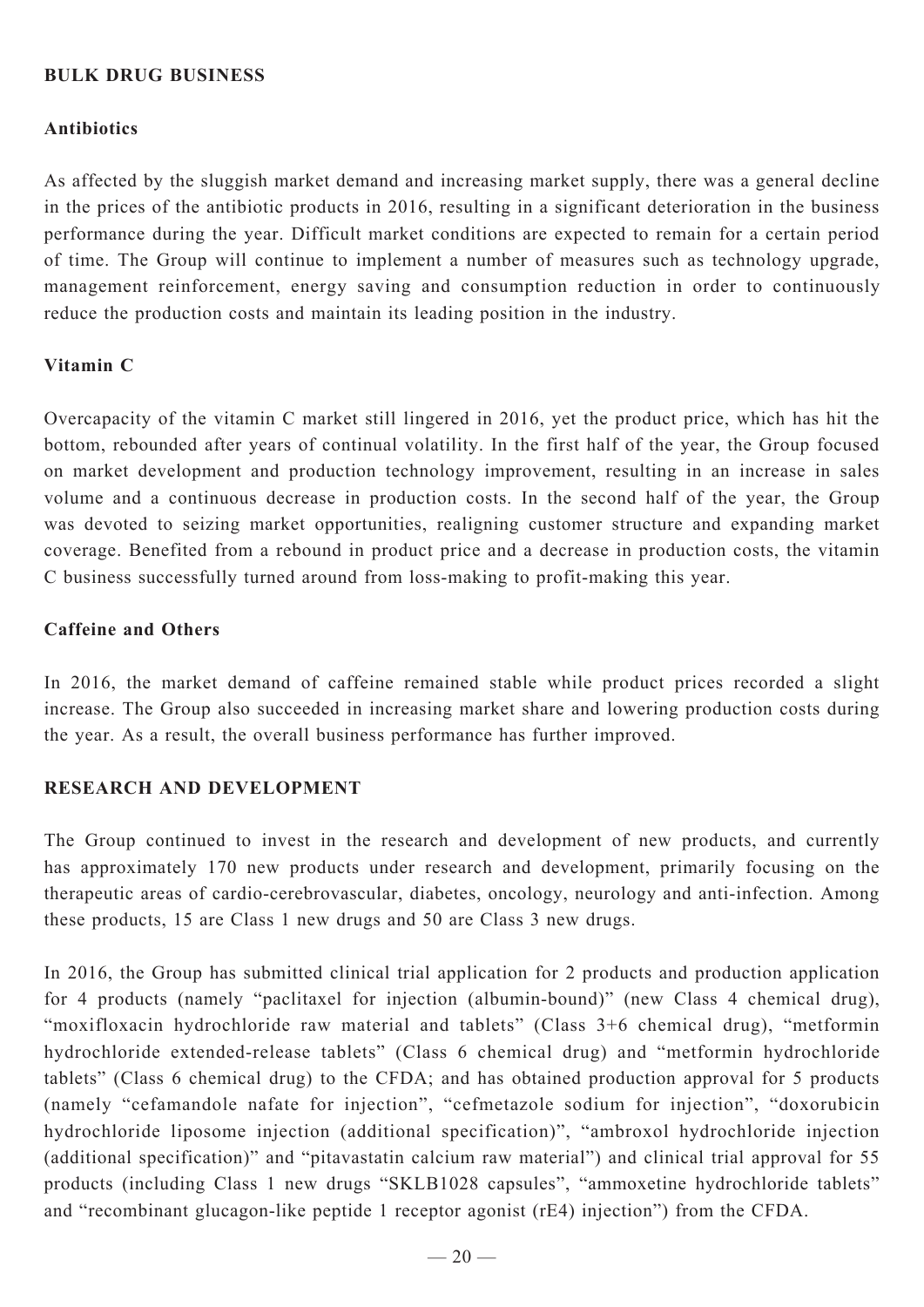## BULK DRUG BUSINESS

### Antibiotics

As affected by the sluggish market demand and increasing market supply, there was a general decline in the prices of the antibiotic products in 2016, resulting in a significant deterioration in the business performance during the year. Difficult market conditions are expected to remain for a certain period of time. The Group will continue to implement a number of measures such as technology upgrade, management reinforcement, energy saving and consumption reduction in order to continuously reduce the production costs and maintain its leading position in the industry.

### Vitamin C

Overcapacity of the vitamin C market still lingered in 2016, yet the product price, which has hit the bottom, rebounded after years of continual volatility. In the first half of the year, the Group focused on market development and production technology improvement, resulting in an increase in sales volume and a continuous decrease in production costs. In the second half of the year, the Group was devoted to seizing market opportunities, realigning customer structure and expanding market coverage. Benefited from a rebound in product price and a decrease in production costs, the vitamin C business successfully turned around from loss-making to profit-making this year.

### Caffeine and Others

In 2016, the market demand of caffeine remained stable while product prices recorded a slight increase. The Group also succeeded in increasing market share and lowering production costs during the year. As a result, the overall business performance has further improved.

## RESEARCH AND DEVELOPMENT

The Group continued to invest in the research and development of new products, and currently has approximately 170 new products under research and development, primarily focusing on the therapeutic areas of cardio-cerebrovascular, diabetes, oncology, neurology and anti-infection. Among these products, 15 are Class 1 new drugs and 50 are Class 3 new drugs.

In 2016, the Group has submitted clinical trial application for 2 products and production application for 4 products (namely "paclitaxel for injection (albumin-bound)" (new Class 4 chemical drug), "moxifloxacin hydrochloride raw material and tablets" (Class 3+6 chemical drug), "metformin hydrochloride extended-release tablets" (Class 6 chemical drug) and "metformin hydrochloride tablets" (Class 6 chemical drug) to the CFDA; and has obtained production approval for 5 products (namely "cefamandole nafate for injection", "cefmetazole sodium for injection", "doxorubicin hydrochloride liposome injection (additional specification)", "ambroxol hydrochloride injection (additional specification)" and "pitavastatin calcium raw material") and clinical trial approval for 55 products (including Class 1 new drugs "SKLB1028 capsules", "ammoxetine hydrochloride tablets" and "recombinant glucagon-like peptide 1 receptor agonist (rE4) injection") from the CFDA.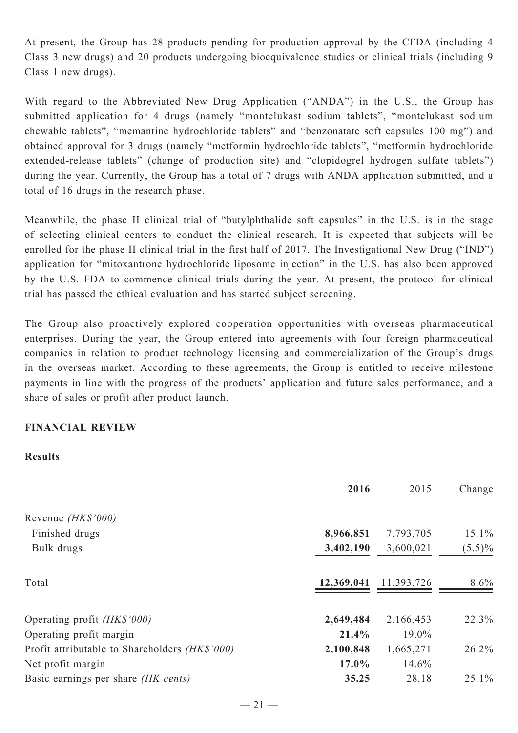At present, the Group has 28 products pending for production approval by the CFDA (including 4 Class 3 new drugs) and 20 products undergoing bioequivalence studies or clinical trials (including 9 Class 1 new drugs).

With regard to the Abbreviated New Drug Application ("ANDA") in the U.S., the Group has submitted application for 4 drugs (namely "montelukast sodium tablets", "montelukast sodium chewable tablets", "memantine hydrochloride tablets" and "benzonatate soft capsules 100 mg") and obtained approval for 3 drugs (namely "metformin hydrochloride tablets", "metformin hydrochloride extended-release tablets" (change of production site) and "clopidogrel hydrogen sulfate tablets") during the year. Currently, the Group has a total of 7 drugs with ANDA application submitted, and a total of 16 drugs in the research phase.

Meanwhile, the phase II clinical trial of "butylphthalide soft capsules" in the U.S. is in the stage of selecting clinical centers to conduct the clinical research. It is expected that subjects will be enrolled for the phase II clinical trial in the first half of 2017. The Investigational New Drug ("IND") application for "mitoxantrone hydrochloride liposome injection" in the U.S. has also been approved by the U.S. FDA to commence clinical trials during the year. At present, the protocol for clinical trial has passed the ethical evaluation and has started subject screening.

The Group also proactively explored cooperation opportunities with overseas pharmaceutical enterprises. During the year, the Group entered into agreements with four foreign pharmaceutical companies in relation to product technology licensing and commercialization of the Group's drugs in the overseas market. According to these agreements, the Group is entitled to receive milestone payments in line with the progress of the products' application and future sales performance, and a share of sales or profit after product launch.

## FINANCIAL REVIEW

### Results

| | **2016** | 2015 | Change |
|---|---|---|---|
| Revenue *(HK$'000)* | | | |
| Finished drugs | **8,966,851** | 7,793,705 | 15.1% |
| Bulk drugs | **3,402,190** | 3,600,021 | (5.5)% |
| Total | **12,369,041** | 11,393,726 | 8.6% |
| Operating profit *(HK$'000)* | **2,649,484** | 2,166,453 | 22.3% |
| Operating profit margin | **21.4%** | 19.0% | |
| Profit attributable to Shareholders *(HK$'000)* | **2,100,848** | 1,665,271 | 26.2% |
| Net profit margin | **17.0%** | 14.6% | |
| Basic earnings per share *(HK cents)* | **35.25** | 28.18 | 25.1% |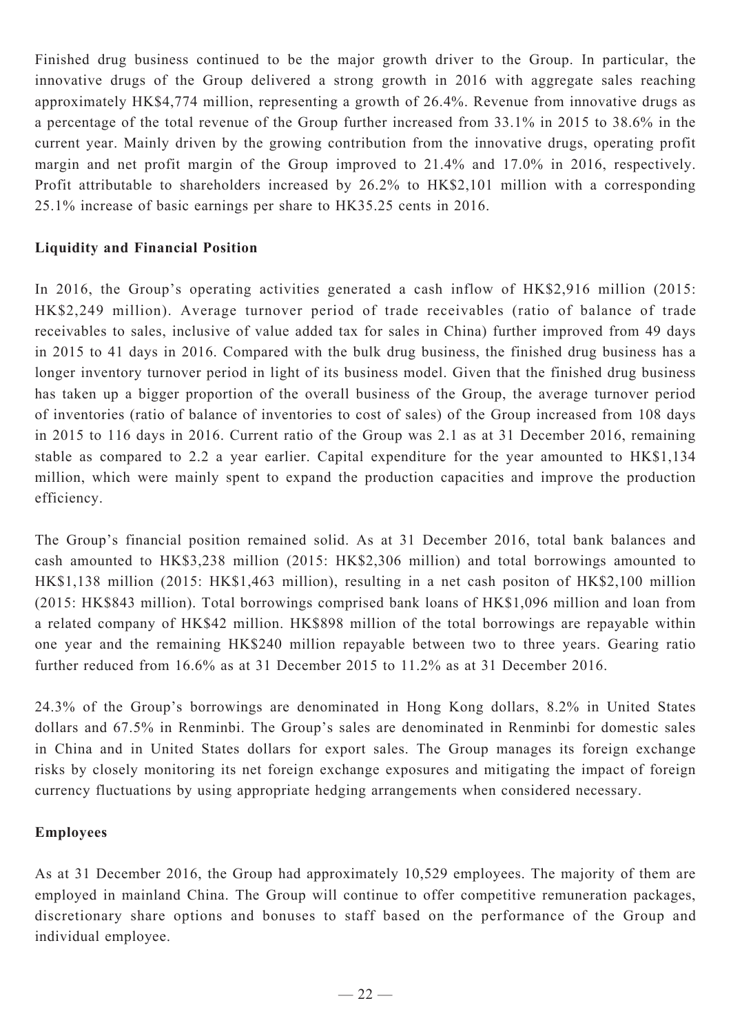Finished drug business continued to be the major growth driver to the Group. In particular, the innovative drugs of the Group delivered a strong growth in 2016 with aggregate sales reaching approximately HK$4,774 million, representing a growth of 26.4%. Revenue from innovative drugs as a percentage of the total revenue of the Group further increased from 33.1% in 2015 to 38.6% in the current year. Mainly driven by the growing contribution from the innovative drugs, operating profit margin and net profit margin of the Group improved to 21.4% and 17.0% in 2016, respectively. Profit attributable to shareholders increased by 26.2% to HK$2,101 million with a corresponding 25.1% increase of basic earnings per share to HK35.25 cents in 2016.

**Liquidity and Financial Position**

In 2016, the Group's operating activities generated a cash inflow of HK$2,916 million (2015: HK$2,249 million). Average turnover period of trade receivables (ratio of balance of trade receivables to sales, inclusive of value added tax for sales in China) further improved from 49 days in 2015 to 41 days in 2016. Compared with the bulk drug business, the finished drug business has a longer inventory turnover period in light of its business model. Given that the finished drug business has taken up a bigger proportion of the overall business of the Group, the average turnover period of inventories (ratio of balance of inventories to cost of sales) of the Group increased from 108 days in 2015 to 116 days in 2016. Current ratio of the Group was 2.1 as at 31 December 2016, remaining stable as compared to 2.2 a year earlier. Capital expenditure for the year amounted to HK$1,134 million, which were mainly spent to expand the production capacities and improve the production efficiency.

The Group's financial position remained solid. As at 31 December 2016, total bank balances and cash amounted to HK$3,238 million (2015: HK$2,306 million) and total borrowings amounted to HK$1,138 million (2015: HK$1,463 million), resulting in a net cash positon of HK$2,100 million (2015: HK$843 million). Total borrowings comprised bank loans of HK$1,096 million and loan from a related company of HK$42 million. HK$898 million of the total borrowings are repayable within one year and the remaining HK$240 million repayable between two to three years. Gearing ratio further reduced from 16.6% as at 31 December 2015 to 11.2% as at 31 December 2016.

24.3% of the Group's borrowings are denominated in Hong Kong dollars, 8.2% in United States dollars and 67.5% in Renminbi. The Group's sales are denominated in Renminbi for domestic sales in China and in United States dollars for export sales. The Group manages its foreign exchange risks by closely monitoring its net foreign exchange exposures and mitigating the impact of foreign currency fluctuations by using appropriate hedging arrangements when considered necessary.

**Employees**

As at 31 December 2016, the Group had approximately 10,529 employees. The majority of them are employed in mainland China. The Group will continue to offer competitive remuneration packages, discretionary share options and bonuses to staff based on the performance of the Group and individual employee.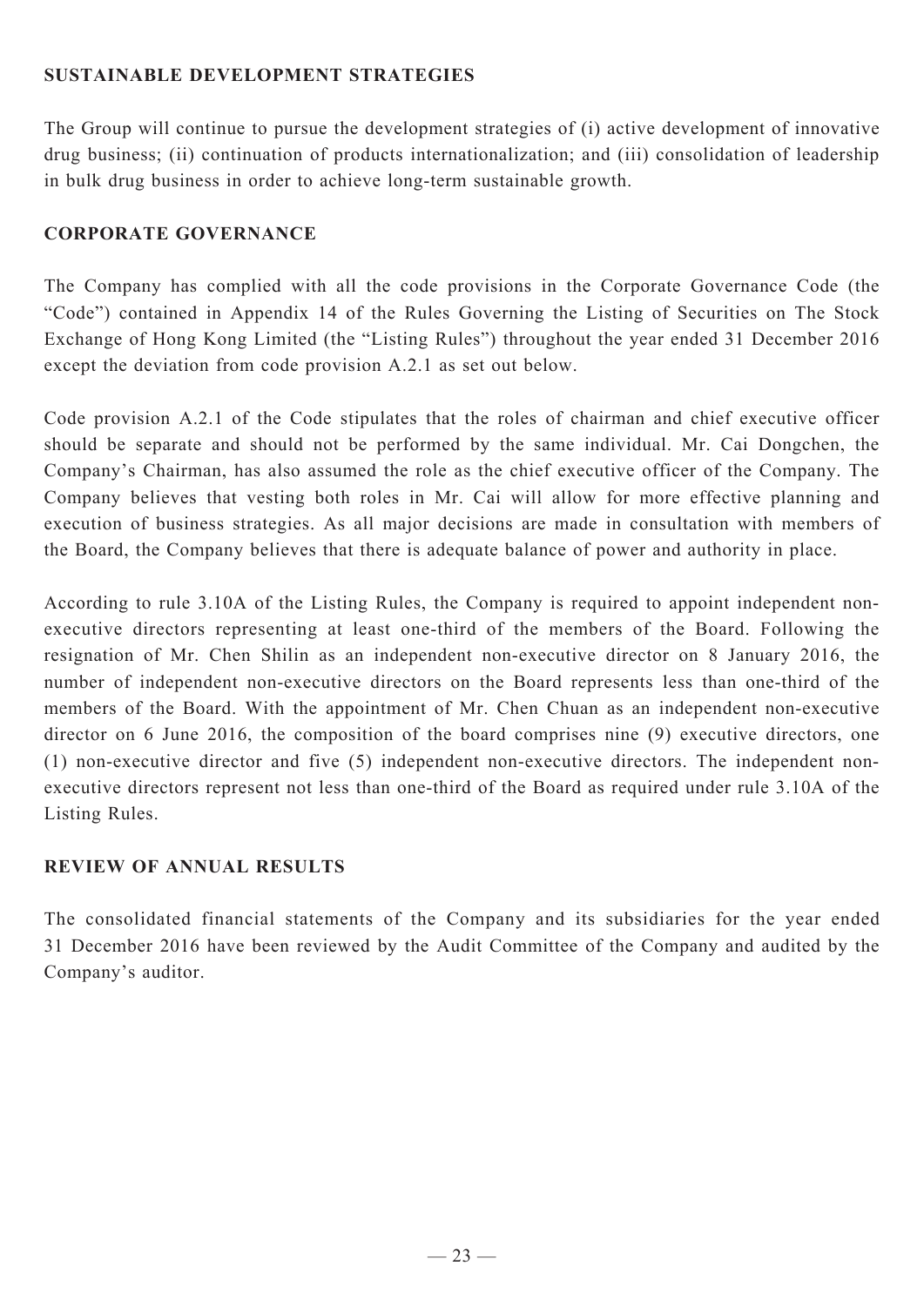## SUSTAINABLE DEVELOPMENT STRATEGIES

The Group will continue to pursue the development strategies of (i) active development of innovative drug business; (ii) continuation of products internationalization; and (iii) consolidation of leadership in bulk drug business in order to achieve long-term sustainable growth.

## CORPORATE GOVERNANCE

The Company has complied with all the code provisions in the Corporate Governance Code (the "Code") contained in Appendix 14 of the Rules Governing the Listing of Securities on The Stock Exchange of Hong Kong Limited (the "Listing Rules") throughout the year ended 31 December 2016 except the deviation from code provision A.2.1 as set out below.

Code provision A.2.1 of the Code stipulates that the roles of chairman and chief executive officer should be separate and should not be performed by the same individual. Mr. Cai Dongchen, the Company's Chairman, has also assumed the role as the chief executive officer of the Company. The Company believes that vesting both roles in Mr. Cai will allow for more effective planning and execution of business strategies. As all major decisions are made in consultation with members of the Board, the Company believes that there is adequate balance of power and authority in place.

According to rule 3.10A of the Listing Rules, the Company is required to appoint independent non-executive directors representing at least one-third of the members of the Board. Following the resignation of Mr. Chen Shilin as an independent non-executive director on 8 January 2016, the number of independent non-executive directors on the Board represents less than one-third of the members of the Board. With the appointment of Mr. Chen Chuan as an independent non-executive director on 6 June 2016, the composition of the board comprises nine (9) executive directors, one (1) non-executive director and five (5) independent non-executive directors. The independent non-executive directors represent not less than one-third of the Board as required under rule 3.10A of the Listing Rules.

## REVIEW OF ANNUAL RESULTS

The consolidated financial statements of the Company and its subsidiaries for the year ended 31 December 2016 have been reviewed by the Audit Committee of the Company and audited by the Company's auditor.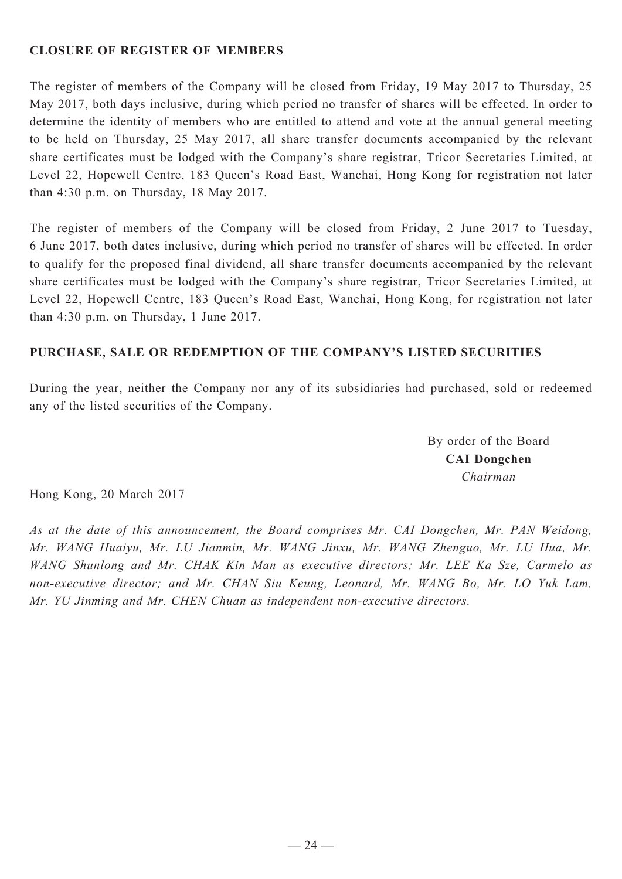## CLOSURE OF REGISTER OF MEMBERS

The register of members of the Company will be closed from Friday, 19 May 2017 to Thursday, 25 May 2017, both days inclusive, during which period no transfer of shares will be effected. In order to determine the identity of members who are entitled to attend and vote at the annual general meeting to be held on Thursday, 25 May 2017, all share transfer documents accompanied by the relevant share certificates must be lodged with the Company's share registrar, Tricor Secretaries Limited, at Level 22, Hopewell Centre, 183 Queen's Road East, Wanchai, Hong Kong for registration not later than 4:30 p.m. on Thursday, 18 May 2017.

The register of members of the Company will be closed from Friday, 2 June 2017 to Tuesday, 6 June 2017, both dates inclusive, during which period no transfer of shares will be effected. In order to qualify for the proposed final dividend, all share transfer documents accompanied by the relevant share certificates must be lodged with the Company's share registrar, Tricor Secretaries Limited, at Level 22, Hopewell Centre, 183 Queen's Road East, Wanchai, Hong Kong, for registration not later than 4:30 p.m. on Thursday, 1 June 2017.

## PURCHASE, SALE OR REDEMPTION OF THE COMPANY'S LISTED SECURITIES

During the year, neither the Company nor any of its subsidiaries had purchased, sold or redeemed any of the listed securities of the Company.

By order of the Board
**CAI Dongchen**
*Chairman*

Hong Kong, 20 March 2017

*As at the date of this announcement, the Board comprises Mr. CAI Dongchen, Mr. PAN Weidong, Mr. WANG Huaiyu, Mr. LU Jianmin, Mr. WANG Jinxu, Mr. WANG Zhenguo, Mr. LU Hua, Mr. WANG Shunlong and Mr. CHAK Kin Man as executive directors; Mr. LEE Ka Sze, Carmelo as non-executive director; and Mr. CHAN Siu Keung, Leonard, Mr. WANG Bo, Mr. LO Yuk Lam, Mr. YU Jinming and Mr. CHEN Chuan as independent non-executive directors.*